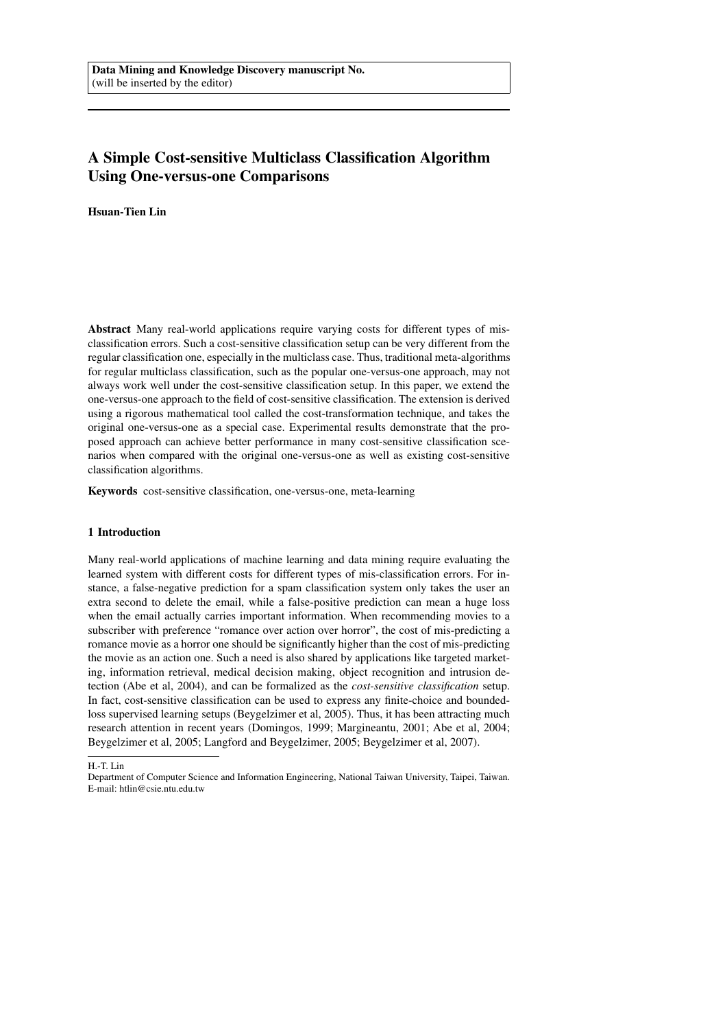**Data Mining and Knowledge Discovery manuscript No.**
(will be inserted by the editor)

# A Simple Cost-sensitive Multiclass Classification Algorithm Using One-versus-one Comparisons

**Hsuan-Tien Lin**

**Abstract** Many real-world applications require varying costs for different types of mis-classification errors. Such a cost-sensitive classification setup can be very different from the regular classification one, especially in the multiclass case. Thus, traditional meta-algorithms for regular multiclass classification, such as the popular one-versus-one approach, may not always work well under the cost-sensitive classification setup. In this paper, we extend the one-versus-one approach to the field of cost-sensitive classification. The extension is derived using a rigorous mathematical tool called the cost-transformation technique, and takes the original one-versus-one as a special case. Experimental results demonstrate that the proposed approach can achieve better performance in many cost-sensitive classification scenarios when compared with the original one-versus-one as well as existing cost-sensitive classification algorithms.

**Keywords** cost-sensitive classification, one-versus-one, meta-learning

## 1 Introduction

Many real-world applications of machine learning and data mining require evaluating the learned system with different costs for different types of mis-classification errors. For instance, a false-negative prediction for a spam classification system only takes the user an extra second to delete the email, while a false-positive prediction can mean a huge loss when the email actually carries important information. When recommending movies to a subscriber with preference "romance over action over horror", the cost of mis-predicting a romance movie as a horror one should be significantly higher than the cost of mis-predicting the movie as an action one. Such a need is also shared by applications like targeted marketing, information retrieval, medical decision making, object recognition and intrusion detection (Abe et al, 2004), and can be formalized as the *cost-sensitive classification* setup. In fact, cost-sensitive classification can be used to express any finite-choice and bounded-loss supervised learning setups (Beygelzimer et al, 2005). Thus, it has been attracting much research attention in recent years (Domingos, 1999; Margineantu, 2001; Abe et al, 2004; Beygelzimer et al, 2005; Langford and Beygelzimer, 2005; Beygelzimer et al, 2007).

---

H.-T. Lin

Department of Computer Science and Information Engineering, National Taiwan University, Taipei, Taiwan.
E-mail: htlin@csie.ntu.edu.tw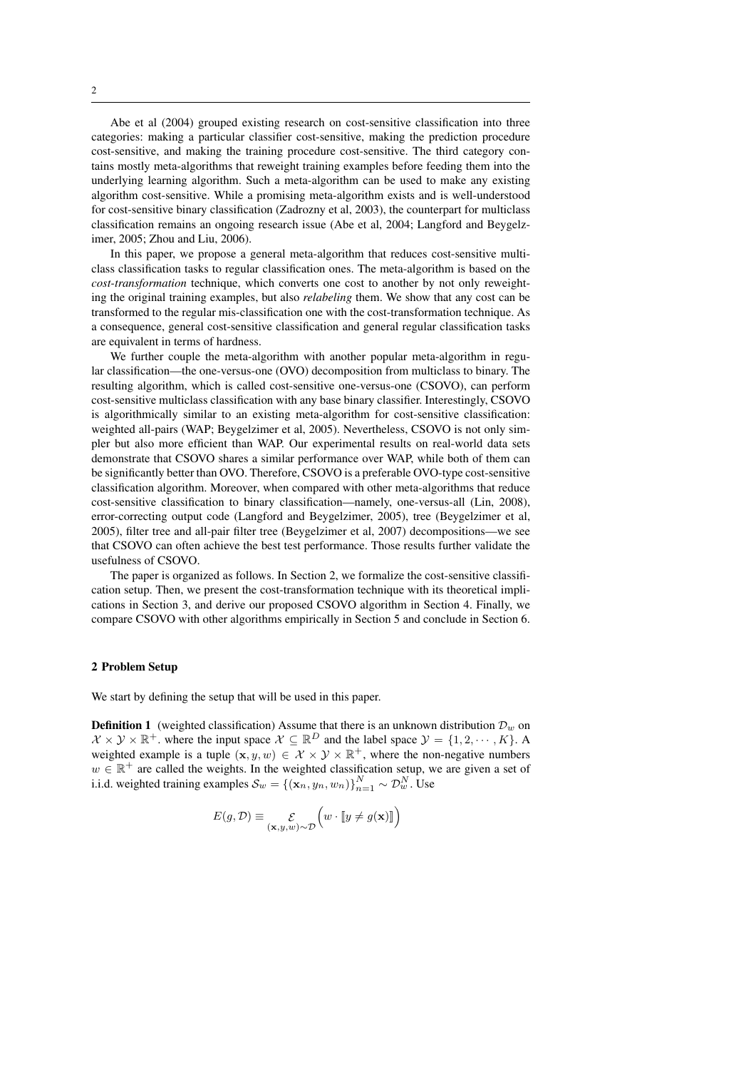Abe et al (2004) grouped existing research on cost-sensitive classification into three categories: making a particular classifier cost-sensitive, making the prediction procedure cost-sensitive, and making the training procedure cost-sensitive. The third category contains mostly meta-algorithms that reweight training examples before feeding them into the underlying learning algorithm. Such a meta-algorithm can be used to make any existing algorithm cost-sensitive. While a promising meta-algorithm exists and is well-understood for cost-sensitive binary classification (Zadrozny et al, 2003), the counterpart for multiclass classification remains an ongoing research issue (Abe et al, 2004; Langford and Beygelzimer, 2005; Zhou and Liu, 2006).

In this paper, we propose a general meta-algorithm that reduces cost-sensitive multiclass classification tasks to regular classification ones. The meta-algorithm is based on the *cost-transformation* technique, which converts one cost to another by not only reweighting the original training examples, but also *relabeling* them. We show that any cost can be transformed to the regular mis-classification one with the cost-transformation technique. As a consequence, general cost-sensitive classification and general regular classification tasks are equivalent in terms of hardness.

We further couple the meta-algorithm with another popular meta-algorithm in regular classification—the one-versus-one (OVO) decomposition from multiclass to binary. The resulting algorithm, which is called cost-sensitive one-versus-one (CSOVO), can perform cost-sensitive multiclass classification with any base binary classifier. Interestingly, CSOVO is algorithmically similar to an existing meta-algorithm for cost-sensitive classification: weighted all-pairs (WAP; Beygelzimer et al, 2005). Nevertheless, CSOVO is not only simpler but also more efficient than WAP. Our experimental results on real-world data sets demonstrate that CSOVO shares a similar performance over WAP, while both of them can be significantly better than OVO. Therefore, CSOVO is a preferable OVO-type cost-sensitive classification algorithm. Moreover, when compared with other meta-algorithms that reduce cost-sensitive classification to binary classification—namely, one-versus-all (Lin, 2008), error-correcting output code (Langford and Beygelzimer, 2005), tree (Beygelzimer et al, 2005), filter tree and all-pair filter tree (Beygelzimer et al, 2007) decompositions—we see that CSOVO can often achieve the best test performance. Those results further validate the usefulness of CSOVO.

The paper is organized as follows. In Section 2, we formalize the cost-sensitive classification setup. Then, we present the cost-transformation technique with its theoretical implications in Section 3, and derive our proposed CSOVO algorithm in Section 4. Finally, we compare CSOVO with other algorithms empirically in Section 5 and conclude in Section 6.

## 2 Problem Setup

We start by defining the setup that will be used in this paper.

**Definition 1** (weighted classification) Assume that there is an unknown distribution $\mathcal{D}_w$ on $\mathcal{X} \times \mathcal{Y} \times \mathbb{R}^+$. where the input space $\mathcal{X} \subseteq \mathbb{R}^D$ and the label space $\mathcal{Y} = \{1, 2, \cdots, K\}$. A weighted example is a tuple $(\mathbf{x}, y, w) \in \mathcal{X} \times \mathcal{Y} \times \mathbb{R}^+$, where the non-negative numbers $w \in \mathbb{R}^+$ are called the weights. In the weighted classification setup, we are given a set of i.i.d. weighted training examples $\mathcal{S}_w = \{(\mathbf{x}_n, y_n, w_n)\}_{n=1}^N \sim \mathcal{D}_w^N$. Use

$$E(g, \mathcal{D}) \equiv \mathop{\mathcal{E}}_{(\mathbf{x},y,w)\sim\mathcal{D}} \Big( w \cdot [\![ y \neq g(\mathbf{x}) ]\!] \Big)$$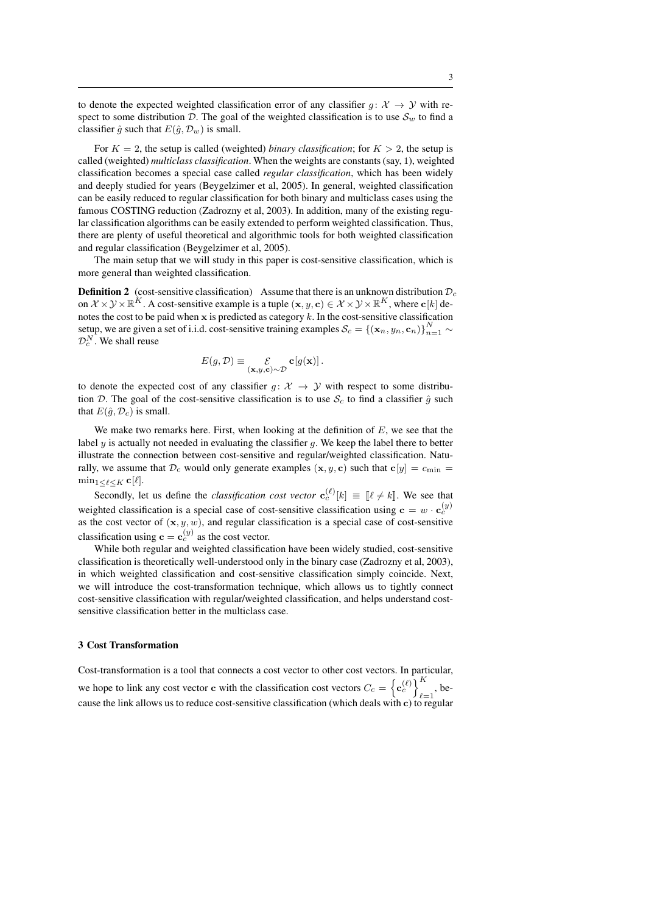to denote the expected weighted classification error of any classifier $g\colon \mathcal{X} \to \mathcal{Y}$ with respect to some distribution $\mathcal{D}$. The goal of the weighted classification is to use $\mathcal{S}_w$ to find a classifier $\hat{g}$ such that $E(\hat{g}, \mathcal{D}_w)$ is small.

For $K = 2$, the setup is called (weighted) *binary classification*; for $K > 2$, the setup is called (weighted) *multiclass classification*. When the weights are constants (say, 1), weighted classification becomes a special case called *regular classification*, which has been widely and deeply studied for years (Beygelzimer et al, 2005). In general, weighted classification can be easily reduced to regular classification for both binary and multiclass cases using the famous COSTING reduction (Zadrozny et al, 2003). In addition, many of the existing regular classification algorithms can be easily extended to perform weighted classification. Thus, there are plenty of useful theoretical and algorithmic tools for both weighted classification and regular classification (Beygelzimer et al, 2005).

The main setup that we will study in this paper is cost-sensitive classification, which is more general than weighted classification.

**Definition 2** (cost-sensitive classification) Assume that there is an unknown distribution $\mathcal{D}_c$ on $\mathcal{X} \times \mathcal{Y} \times \mathbb{R}^K$. A cost-sensitive example is a tuple $(\mathbf{x}, y, \mathbf{c}) \in \mathcal{X} \times \mathcal{Y} \times \mathbb{R}^K$, where $\mathbf{c}[k]$ denotes the cost to be paid when $\mathbf{x}$ is predicted as category $k$. In the cost-sensitive classification setup, we are given a set of i.i.d. cost-sensitive training examples $\mathcal{S}_c = \{(\mathbf{x}_n, y_n, \mathbf{c}_n)\}_{n=1}^N \sim \mathcal{D}_c^N$. We shall reuse

$$E(g, \mathcal{D}) \equiv \mathop{\mathcal{E}}_{(\mathbf{x},y,\mathbf{c})\sim\mathcal{D}} \mathbf{c}[g(\mathbf{x})] \,.$$

to denote the expected cost of any classifier $g\colon \mathcal{X} \to \mathcal{Y}$ with respect to some distribution $\mathcal{D}$. The goal of the cost-sensitive classification is to use $\mathcal{S}_c$ to find a classifier $\hat{g}$ such that $E(\hat{g}, \mathcal{D}_c)$ is small.

We make two remarks here. First, when looking at the definition of $E$, we see that the label $y$ is actually not needed in evaluating the classifier $g$. We keep the label there to better illustrate the connection between cost-sensitive and regular/weighted classification. Naturally, we assume that $\mathcal{D}_c$ would only generate examples $(\mathbf{x}, y, \mathbf{c})$ such that $\mathbf{c}[y] = c_{\min} = \min_{1\le \ell \le K} \mathbf{c}[\ell]$.

Secondly, let us define the *classification cost vector* $\mathbf{c}_c^{(\ell)}[k] \equiv [\![\ell \neq k]\!]$. We see that weighted classification is a special case of cost-sensitive classification using $\mathbf{c} = w \cdot \mathbf{c}_c^{(y)}$ as the cost vector of $(\mathbf{x}, y, w)$, and regular classification is a special case of cost-sensitive classification using $\mathbf{c} = \mathbf{c}_c^{(y)}$ as the cost vector.

While both regular and weighted classification have been widely studied, cost-sensitive classification is theoretically well-understood only in the binary case (Zadrozny et al, 2003), in which weighted classification and cost-sensitive classification simply coincide. Next, we will introduce the cost-transformation technique, which allows us to tightly connect cost-sensitive classification with regular/weighted classification, and helps understand cost-sensitive classification better in the multiclass case.

### 3 Cost Transformation

Cost-transformation is a tool that connects a cost vector to other cost vectors. In particular, we hope to link any cost vector $\mathbf{c}$ with the classification cost vectors $C_c = \left\{\mathbf{c}_c^{(\ell)}\right\}_{\ell=1}^K$, because the link allows us to reduce cost-sensitive classification (which deals with $\mathbf{c}$) to regular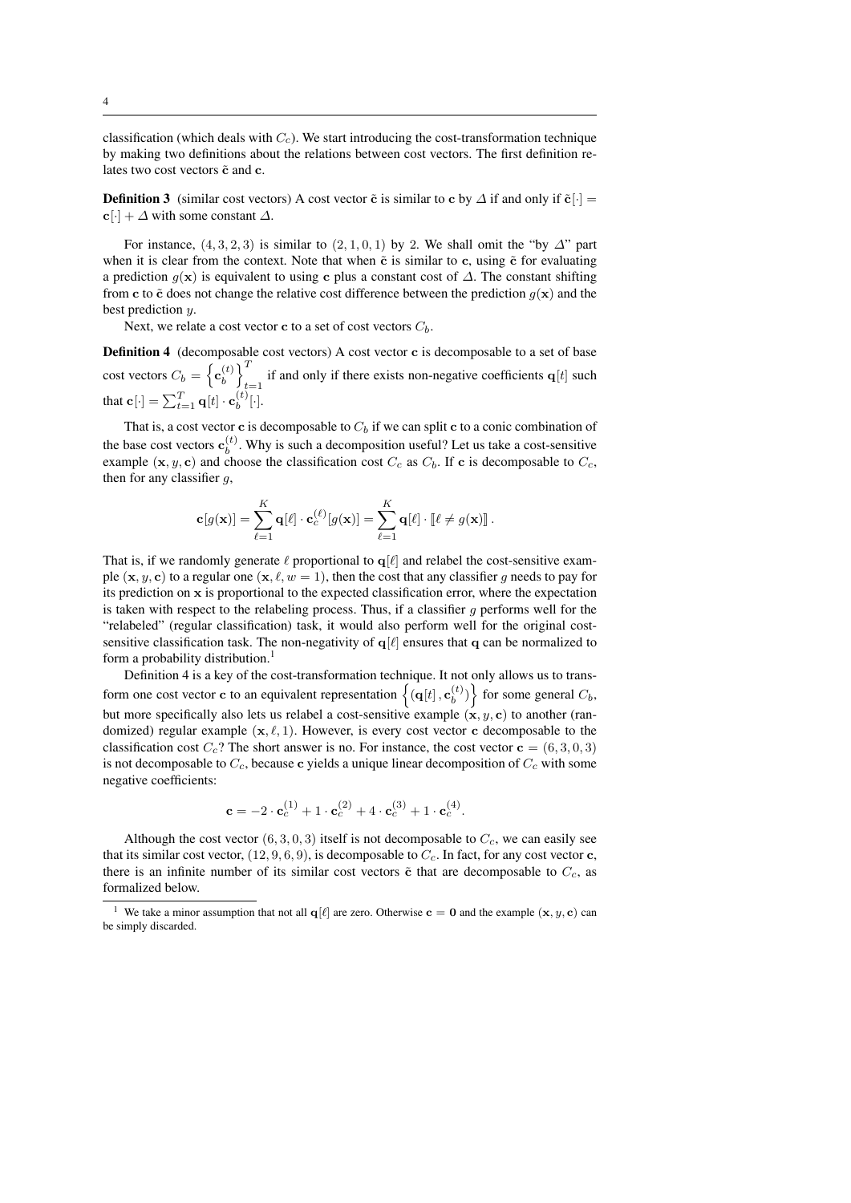classification (which deals with $C_c$). We start introducing the cost-transformation technique by making two definitions about the relations between cost vectors. The first definition relates two cost vectors $\tilde{\mathbf{c}}$ and $\mathbf{c}$.

**Definition 3** (similar cost vectors) A cost vector $\tilde{\mathbf{c}}$ is similar to $\mathbf{c}$ by $\Delta$ if and only if $\tilde{\mathbf{c}}[\cdot] = \mathbf{c}[\cdot] + \Delta$ with some constant $\Delta$.

For instance, $(4, 3, 2, 3)$ is similar to $(2, 1, 0, 1)$ by 2. We shall omit the "by $\Delta$" part when it is clear from the context. Note that when $\tilde{\mathbf{c}}$ is similar to $\mathbf{c}$, using $\tilde{\mathbf{c}}$ for evaluating a prediction $g(\mathbf{x})$ is equivalent to using $\mathbf{c}$ plus a constant cost of $\Delta$. The constant shifting from $\mathbf{c}$ to $\tilde{\mathbf{c}}$ does not change the relative cost difference between the prediction $g(\mathbf{x})$ and the best prediction $y$.

Next, we relate a cost vector $\mathbf{c}$ to a set of cost vectors $C_b$.

**Definition 4** (decomposable cost vectors) A cost vector $\mathbf{c}$ is decomposable to a set of base cost vectors $C_b = \left\{\mathbf{c}_b^{(t)}\right\}_{t=1}^{T}$ if and only if there exists non-negative coefficients $\mathbf{q}[t]$ such that $\mathbf{c}[\cdot] = \sum_{t=1}^{T} \mathbf{q}[t] \cdot \mathbf{c}_b^{(t)}[\cdot]$.

That is, a cost vector $\mathbf{c}$ is decomposable to $C_b$ if we can split $\mathbf{c}$ to a conic combination of the base cost vectors $\mathbf{c}_b^{(t)}$. Why is such a decomposition useful? Let us take a cost-sensitive example $(\mathbf{x}, y, \mathbf{c})$ and choose the classification cost $C_c$ as $C_b$. If $\mathbf{c}$ is decomposable to $C_c$, then for any classifier $g$,

$$\mathbf{c}[g(\mathbf{x})] = \sum_{\ell=1}^{K} \mathbf{q}[\ell] \cdot \mathbf{c}_c^{(\ell)}[g(\mathbf{x})] = \sum_{\ell=1}^{K} \mathbf{q}[\ell] \cdot [\![\ell \neq g(\mathbf{x})]\!] \,.$$

That is, if we randomly generate $\ell$ proportional to $\mathbf{q}[\ell]$ and relabel the cost-sensitive example $(\mathbf{x}, y, \mathbf{c})$ to a regular one $(\mathbf{x}, \ell, w = 1)$, then the cost that any classifier $g$ needs to pay for its prediction on $\mathbf{x}$ is proportional to the expected classification error, where the expectation is taken with respect to the relabeling process. Thus, if a classifier $g$ performs well for the "relabeled" (regular classification) task, it would also perform well for the original cost-sensitive classification task. The non-negativity of $\mathbf{q}[\ell]$ ensures that $\mathbf{q}$ can be normalized to form a probability distribution.[1]

Definition 4 is a key of the cost-transformation technique. It not only allows us to transform one cost vector $\mathbf{c}$ to an equivalent representation $\left\{\left(\mathbf{q}[t], \mathbf{c}_b^{(t)}\right)\right\}$ for some general $C_b$, but more specifically also lets us relabel a cost-sensitive example $(\mathbf{x}, y, \mathbf{c})$ to another (randomized) regular example $(\mathbf{x}, \ell, 1)$. However, is every cost vector $\mathbf{c}$ decomposable to the classification cost $C_c$? The short answer is no. For instance, the cost vector $\mathbf{c} = (6, 3, 0, 3)$ is not decomposable to $C_c$, because $\mathbf{c}$ yields a unique linear decomposition of $C_c$ with some negative coefficients:

$$\mathbf{c} = -2 \cdot \mathbf{c}_c^{(1)} + 1 \cdot \mathbf{c}_c^{(2)} + 4 \cdot \mathbf{c}_c^{(3)} + 1 \cdot \mathbf{c}_c^{(4)}.$$

Although the cost vector $(6, 3, 0, 3)$ itself is not decomposable to $C_c$, we can easily see that its similar cost vector, $(12, 9, 6, 9)$, is decomposable to $C_c$. In fact, for any cost vector $\mathbf{c}$, there is an infinite number of its similar cost vectors $\tilde{\mathbf{c}}$ that are decomposable to $C_c$, as formalized below.

[1] We take a minor assumption that not all $\mathbf{q}[\ell]$ are zero. Otherwise $\mathbf{c} = \mathbf{0}$ and the example $(\mathbf{x}, y, \mathbf{c})$ can be simply discarded.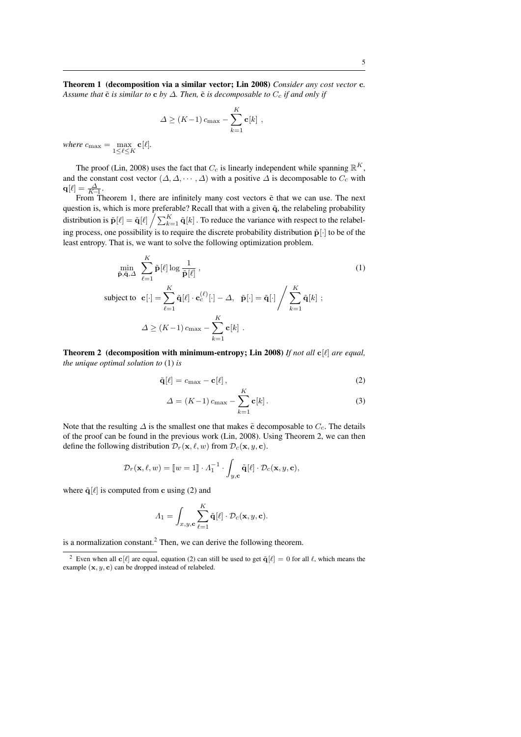**Theorem 1 (decomposition via a similar vector; Lin 2008)** *Consider any cost vector* $\mathbf{c}$*. Assume that* $\tilde{\mathbf{c}}$ *is similar to* $\mathbf{c}$ *by* $\Delta$*. Then,* $\tilde{\mathbf{c}}$ *is decomposable to* $C_c$ *if and only if*

$$\Delta \geq (K-1)\, c_{\max} - \sum_{k=1}^{K} \mathbf{c}[k] \ ,$$

*where* $c_{\max} = \max_{1 \leq \ell \leq K} \mathbf{c}[\ell]$.

The proof (Lin, 2008) uses the fact that $C_c$ is linearly independent while spanning $\mathbb{R}^K$, and the constant cost vector $(\Delta, \Delta, \cdots, \Delta)$ with a positive $\Delta$ is decomposable to $C_c$ with $\mathbf{q}[\ell] = \frac{\Delta}{K-1}$.

From Theorem 1, there are infinitely many cost vectors $\tilde{\mathbf{c}}$ that we can use. The next question is, which is more preferable? Recall that with a given $\tilde{\mathbf{q}}$, the relabeling probability distribution is $\tilde{\mathbf{p}}[\ell] = \tilde{\mathbf{q}}[\ell] \Big/ \sum_{k=1}^{K} \tilde{\mathbf{q}}[k]$ . To reduce the variance with respect to the relabeling process, one possibility is to require the discrete probability distribution $\tilde{\mathbf{p}}[\cdot]$ to be of the least entropy. That is, we want to solve the following optimization problem.

$$\min_{\tilde{\mathbf{p}}, \tilde{\mathbf{q}}, \Delta} \ \sum_{\ell=1}^{K} \tilde{\mathbf{p}}[\ell] \log \frac{1}{\tilde{\mathbf{p}}[\ell]} \ , \tag{1}$$

$$\text{subject to} \ \ \mathbf{c}[\cdot] = \sum_{\ell=1}^{K} \tilde{\mathbf{q}}[\ell] \cdot \mathbf{c}_c^{(\ell)}[\cdot] - \Delta, \quad \tilde{\mathbf{p}}[\cdot] = \tilde{\mathbf{q}}[\cdot] \Bigg/ \sum_{k=1}^{K} \tilde{\mathbf{q}}[k] \ ;$$

$$\Delta \geq (K-1)\, c_{\max} - \sum_{k=1}^{K} \mathbf{c}[k] \ .$$

**Theorem 2 (decomposition with minimum-entropy; Lin 2008)** *If not all* $\mathbf{c}[\ell]$ *are equal, the unique optimal solution to* (1) *is*

$$\tilde{\mathbf{q}}[\ell] = c_{\max} - \mathbf{c}[\ell] \,, \tag{2}$$

$$\Delta = (K-1)\, c_{\max} - \sum_{k=1}^{K} \mathbf{c}[k] \,. \tag{3}$$

Note that the resulting $\Delta$ is the smallest one that makes $\tilde{\mathbf{c}}$ decomposable to $C_c$. The details of the proof can be found in the previous work (Lin, 2008). Using Theorem 2, we can then define the following distribution $\mathcal{D}_r(\mathbf{x}, \ell, w)$ from $\mathcal{D}_c(\mathbf{x}, y, \mathbf{c})$.

$$\mathcal{D}_r(\mathbf{x}, \ell, w) = [\![ w = 1 ]\!] \cdot \Lambda_1^{-1} \cdot \int_{y, \mathbf{c}} \tilde{\mathbf{q}}[\ell] \cdot \mathcal{D}_c(\mathbf{x}, y, \mathbf{c}),$$

where $\tilde{\mathbf{q}}[\ell]$ is computed from $\mathbf{c}$ using (2) and

$$\Lambda_1 = \int_{x, y, \mathbf{c}} \sum_{\ell=1}^{K} \tilde{\mathbf{q}}[\ell] \cdot \mathcal{D}_c(\mathbf{x}, y, \mathbf{c}).$$

is a normalization constant.[2] Then, we can derive the following theorem.

[2] Even when all $\mathbf{c}[\ell]$ are equal, equation (2) can still be used to get $\tilde{\mathbf{q}}[\ell] = 0$ for all $\ell$, which means the example $(\mathbf{x}, y, \mathbf{c})$ can be dropped instead of relabeled.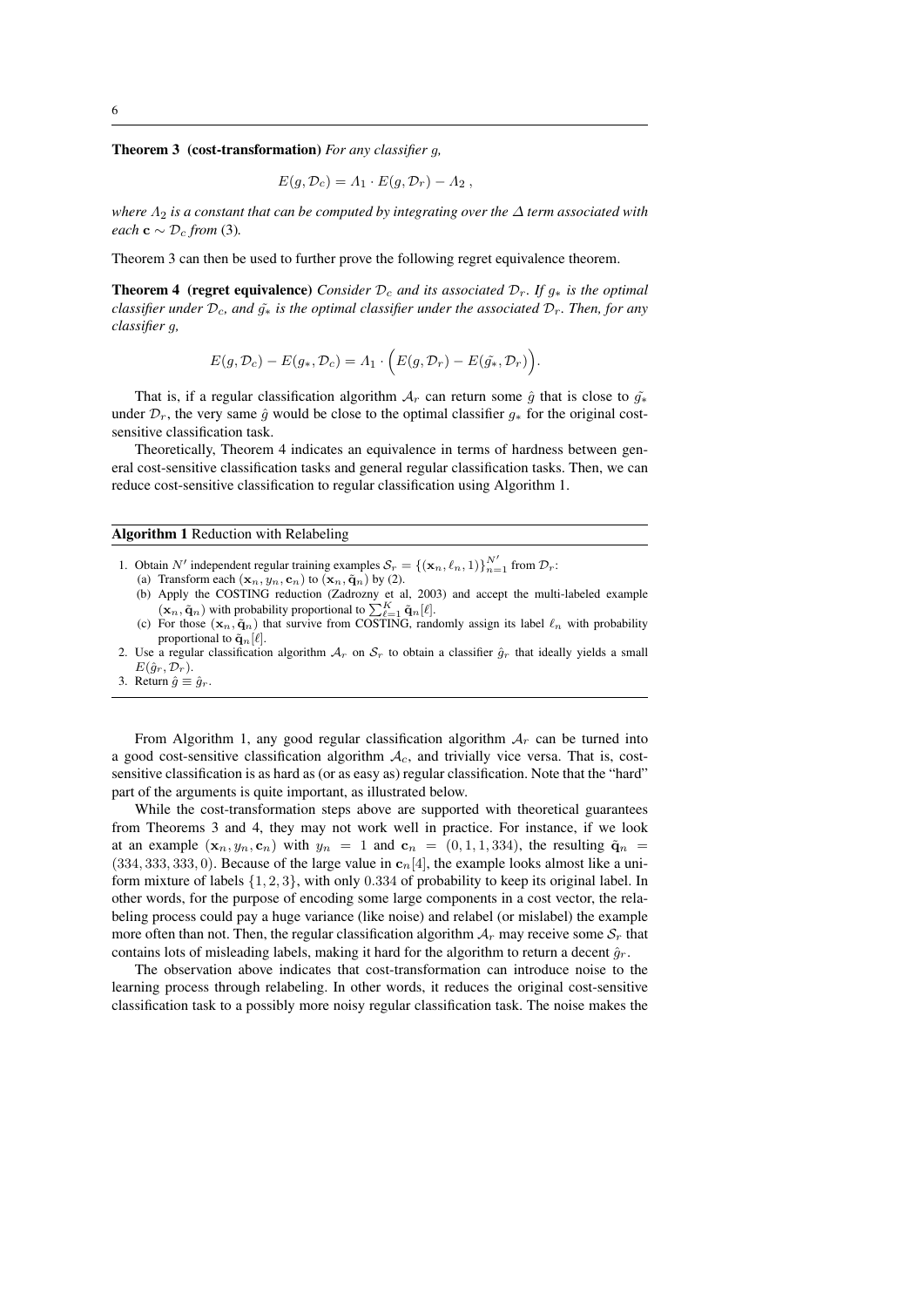**Theorem 3 (cost-transformation)** *For any classifier $g$,*

$$E(g, \mathcal{D}_c) = \Lambda_1 \cdot E(g, \mathcal{D}_r) - \Lambda_2 \ ,$$

*where $\Lambda_2$ is a constant that can be computed by integrating over the $\Delta$ term associated with each $\mathbf{c} \sim \mathcal{D}_c$ from* (3)*.*

Theorem 3 can then be used to further prove the following regret equivalence theorem.

**Theorem 4 (regret equivalence)** *Consider $\mathcal{D}_c$ and its associated $\mathcal{D}_r$. If $g_*$ is the optimal classifier under $\mathcal{D}_c$, and $\tilde{g_*}$ is the optimal classifier under the associated $\mathcal{D}_r$. Then, for any classifier $g$,*

$$E(g, \mathcal{D}_c) - E(g_*, \mathcal{D}_c) = \Lambda_1 \cdot \Big( E(g, \mathcal{D}_r) - E(\tilde{g_*}, \mathcal{D}_r) \Big).$$

That is, if a regular classification algorithm $\mathcal{A}_r$ can return some $\hat{g}$ that is close to $\tilde{g_*}$ under $\mathcal{D}_r$, the very same $\hat{g}$ would be close to the optimal classifier $g_*$ for the original cost-sensitive classification task.

Theoretically, Theorem 4 indicates an equivalence in terms of hardness between general cost-sensitive classification tasks and general regular classification tasks. Then, we can reduce cost-sensitive classification to regular classification using Algorithm 1.

---

**Algorithm 1** Reduction with Relabeling

1. Obtain $N'$ independent regular training examples $\mathcal{S}_r = \{(\mathbf{x}_n, \ell_n, 1)\}_{n=1}^{N'}$ from $\mathcal{D}_r$:
   (a) Transform each $(\mathbf{x}_n, y_n, \mathbf{c}_n)$ to $(\mathbf{x}_n, \tilde{\mathbf{q}}_n)$ by (2).
   (b) Apply the COSTING reduction (Zadrozny et al, 2003) and accept the multi-labeled example $(\mathbf{x}_n, \tilde{\mathbf{q}}_n)$ with probability proportional to $\sum_{\ell=1}^{K} \tilde{\mathbf{q}}_n[\ell]$.
   (c) For those $(\mathbf{x}_n, \tilde{\mathbf{q}}_n)$ that survive from COSTING, randomly assign its label $\ell_n$ with probability proportional to $\tilde{\mathbf{q}}_n[\ell]$.
2. Use a regular classification algorithm $\mathcal{A}_r$ on $\mathcal{S}_r$ to obtain a classifier $\hat{g}_r$ that ideally yields a small $E(\hat{g}_r, \mathcal{D}_r)$.
3. Return $\hat{g} \equiv \hat{g}_r$.

---

From Algorithm 1, any good regular classification algorithm $\mathcal{A}_r$ can be turned into a good cost-sensitive classification algorithm $\mathcal{A}_c$, and trivially vice versa. That is, cost-sensitive classification is as hard as (or as easy as) regular classification. Note that the "hard" part of the arguments is quite important, as illustrated below.

While the cost-transformation steps above are supported with theoretical guarantees from Theorems 3 and 4, they may not work well in practice. For instance, if we look at an example $(\mathbf{x}_n, y_n, \mathbf{c}_n)$ with $y_n = 1$ and $\mathbf{c}_n = (0, 1, 1, 334)$, the resulting $\tilde{\mathbf{q}}_n = (334, 333, 333, 0)$. Because of the large value in $\mathbf{c}_n[4]$, the example looks almost like a uniform mixture of labels $\{1, 2, 3\}$, with only $0.334$ of probability to keep its original label. In other words, for the purpose of encoding some large components in a cost vector, the relabeling process could pay a huge variance (like noise) and relabel (or mislabel) the example more often than not. Then, the regular classification algorithm $\mathcal{A}_r$ may receive some $\mathcal{S}_r$ that contains lots of misleading labels, making it hard for the algorithm to return a decent $\hat{g}_r$.

The observation above indicates that cost-transformation can introduce noise to the learning process through relabeling. In other words, it reduces the original cost-sensitive classification task to a possibly more noisy regular classification task. The noise makes the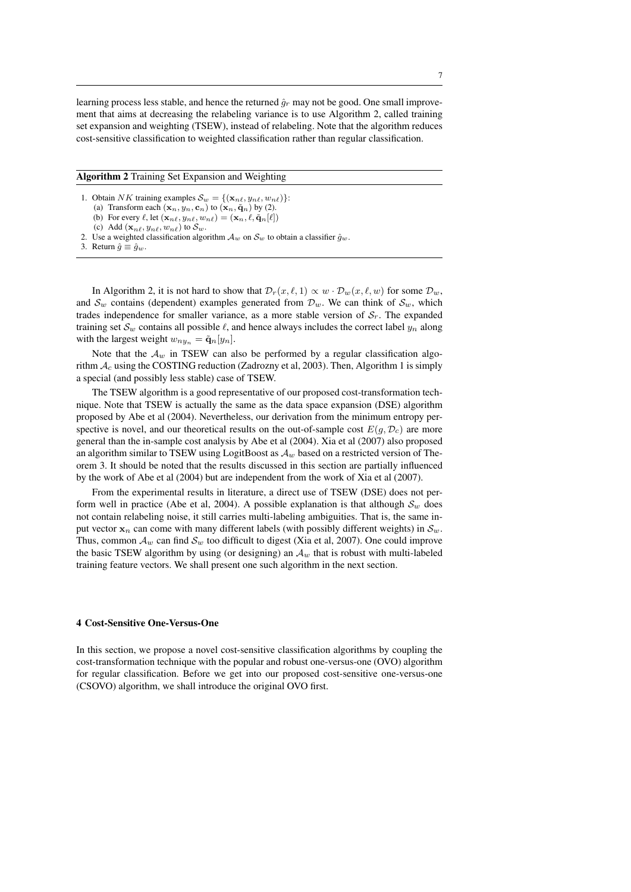learning process less stable, and hence the returned $\hat{g}_r$ may not be good. One small improvement that aims at decreasing the relabeling variance is to use Algorithm 2, called training set expansion and weighting (TSEW), instead of relabeling. Note that the algorithm reduces cost-sensitive classification to weighted classification rather than regular classification.

---

**Algorithm 2** Training Set Expansion and Weighting

---

1. Obtain $NK$ training examples $\mathcal{S}_w = \{(\mathbf{x}_{n\ell}, y_{n\ell}, w_{n\ell})\}$:
   (a) Transform each $(\mathbf{x}_n, y_n, \mathbf{c}_n)$ to $(\mathbf{x}_n, \tilde{\mathbf{q}}_n)$ by (2).
   (b) For every $\ell$, let $(\mathbf{x}_{n\ell}, y_{n\ell}, w_{n\ell}) = (\mathbf{x}_n, \ell, \tilde{\mathbf{q}}_n[\ell])$
   (c) Add $(\mathbf{x}_{n\ell}, y_{n\ell}, w_{n\ell})$ to $\mathcal{S}_w$.
2. Use a weighted classification algorithm $\mathcal{A}_w$ on $\mathcal{S}_w$ to obtain a classifier $\hat{g}_w$.
3. Return $\hat{g} \equiv \hat{g}_w$.

---

In Algorithm 2, it is not hard to show that $\mathcal{D}_r(x, \ell, 1) \propto w \cdot \mathcal{D}_w(x, \ell, w)$ for some $\mathcal{D}_w$, and $\mathcal{S}_w$ contains (dependent) examples generated from $\mathcal{D}_w$. We can think of $\mathcal{S}_w$, which trades independence for smaller variance, as a more stable version of $\mathcal{S}_r$. The expanded training set $\mathcal{S}_w$ contains all possible $\ell$, and hence always includes the correct label $y_n$ along with the largest weight $w_{ny_n} = \tilde{\mathbf{q}}_n[y_n]$.

Note that the $\mathcal{A}_w$ in TSEW can also be performed by a regular classification algorithm $\mathcal{A}_c$ using the COSTING reduction (Zadrozny et al, 2003). Then, Algorithm 1 is simply a special (and possibly less stable) case of TSEW.

The TSEW algorithm is a good representative of our proposed cost-transformation technique. Note that TSEW is actually the same as the data space expansion (DSE) algorithm proposed by Abe et al (2004). Nevertheless, our derivation from the minimum entropy perspective is novel, and our theoretical results on the out-of-sample cost $E(g, \mathcal{D}_c)$ are more general than the in-sample cost analysis by Abe et al (2004). Xia et al (2007) also proposed an algorithm similar to TSEW using LogitBoost as $\mathcal{A}_w$ based on a restricted version of Theorem 3. It should be noted that the results discussed in this section are partially influenced by the work of Abe et al (2004) but are independent from the work of Xia et al (2007).

From the experimental results in literature, a direct use of TSEW (DSE) does not perform well in practice (Abe et al, 2004). A possible explanation is that although $\mathcal{S}_w$ does not contain relabeling noise, it still carries multi-labeling ambiguities. That is, the same input vector $\mathbf{x}_n$ can come with many different labels (with possibly different weights) in $\mathcal{S}_w$. Thus, common $\mathcal{A}_w$ can find $\mathcal{S}_w$ too difficult to digest (Xia et al, 2007). One could improve the basic TSEW algorithm by using (or designing) an $\mathcal{A}_w$ that is robust with multi-labeled training feature vectors. We shall present one such algorithm in the next section.

## 4 Cost-Sensitive One-Versus-One

In this section, we propose a novel cost-sensitive classification algorithms by coupling the cost-transformation technique with the popular and robust one-versus-one (OVO) algorithm for regular classification. Before we get into our proposed cost-sensitive one-versus-one (CSOVO) algorithm, we shall introduce the original OVO first.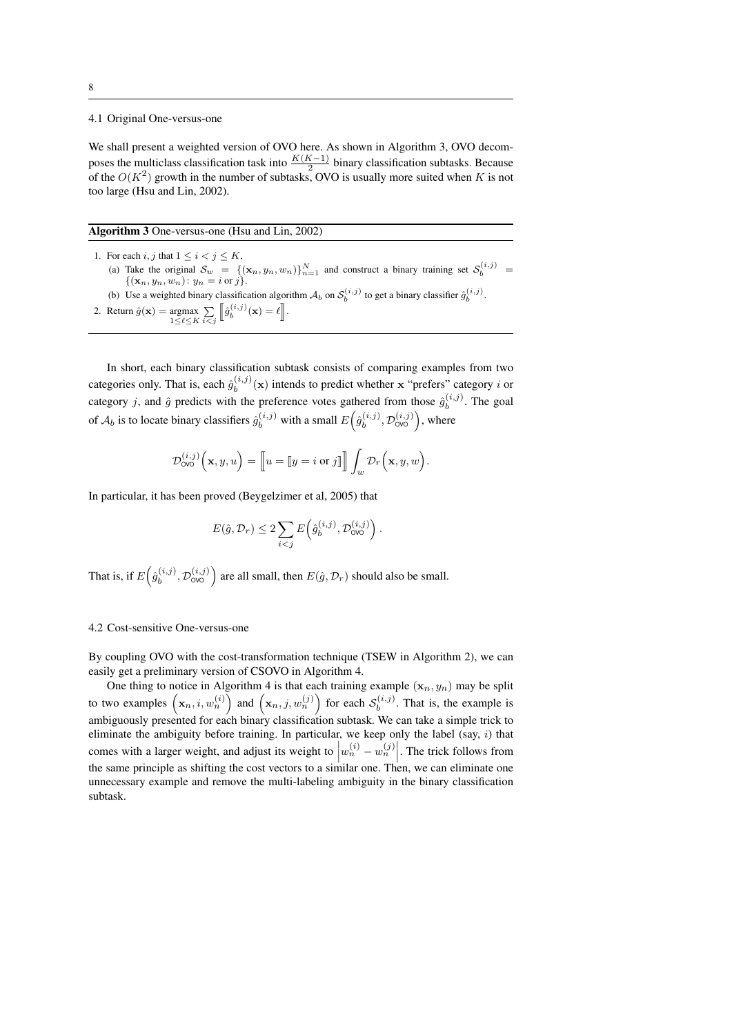### 4.1 Original One-versus-one

We shall present a weighted version of OVO here. As shown in Algorithm 3, OVO decomposes the multiclass classification task into $\frac{K(K-1)}{2}$ binary classification subtasks. Because of the $O(K^2)$ growth in the number of subtasks, OVO is usually more suited when $K$ is not too large (Hsu and Lin, 2002).

---

**Algorithm 3** One-versus-one (Hsu and Lin, 2002)

---

1. For each $i, j$ that $1 \leq i < j \leq K$,
   (a) Take the original $\mathcal{S}_w = \{(\mathbf{x}_n, y_n, w_n)\}_{n=1}^N$ and construct a binary training set $\mathcal{S}_b^{(i,j)} = \{(\mathbf{x}_n, y_n, w_n) \colon y_n = i \text{ or } j\}$.
   (b) Use a weighted binary classification algorithm $\mathcal{A}_b$ on $\mathcal{S}_b^{(i,j)}$ to get a binary classifier $\hat{g}_b^{(i,j)}$.
2. Return $\hat{g}(\mathbf{x}) = \underset{1 \leq \ell \leq K}{\operatorname{argmax}} \sum_{i<j} \left[\!\left[ \hat{g}_b^{(i,j)}(\mathbf{x}) = \ell \right]\!\right]$.

---

In short, each binary classification subtask consists of comparing examples from two categories only. That is, each $\hat{g}_b^{(i,j)}(\mathbf{x})$ intends to predict whether $\mathbf{x}$ "prefers" category $i$ or category $j$, and $\hat{g}$ predicts with the preference votes gathered from those $\hat{g}_b^{(i,j)}$. The goal of $\mathcal{A}_b$ is to locate binary classifiers $\hat{g}_b^{(i,j)}$ with a small $E\left(\hat{g}_b^{(i,j)}, \mathcal{D}_{\text{OVO}}^{(i,j)}\right)$, where

$$\mathcal{D}_{\text{OVO}}^{(i,j)}\left(\mathbf{x}, y, u\right) = \left[\!\left[ u = [\![ y = i \text{ or } j ]\!] \right]\!\right] \int_w \mathcal{D}_r\left(\mathbf{x}, y, w\right).$$

In particular, it has been proved (Beygelzimer et al, 2005) that

$$E(\hat{g}, \mathcal{D}_r) \leq 2 \sum_{i<j} E\left(\hat{g}_b^{(i,j)}, \mathcal{D}_{\text{OVO}}^{(i,j)}\right).$$

That is, if $E\left(\hat{g}_b^{(i,j)}, \mathcal{D}_{\text{OVO}}^{(i,j)}\right)$ are all small, then $E(\hat{g}, \mathcal{D}_r)$ should also be small.

### 4.2 Cost-sensitive One-versus-one

By coupling OVO with the cost-transformation technique (TSEW in Algorithm 2), we can easily get a preliminary version of CSOVO in Algorithm 4.

One thing to notice in Algorithm 4 is that each training example $(\mathbf{x}_n, y_n)$ may be split to two examples $\left(\mathbf{x}_n, i, w_n^{(i)}\right)$ and $\left(\mathbf{x}_n, j, w_n^{(j)}\right)$ for each $\mathcal{S}_b^{(i,j)}$. That is, the example is ambiguously presented for each binary classification subtask. We can take a simple trick to eliminate the ambiguity before training. In particular, we keep only the label (say, $i$) that comes with a larger weight, and adjust its weight to $\left|w_n^{(i)} - w_n^{(j)}\right|$. The trick follows from the same principle as shifting the cost vectors to a similar one. Then, we can eliminate one unnecessary example and remove the multi-labeling ambiguity in the binary classification subtask.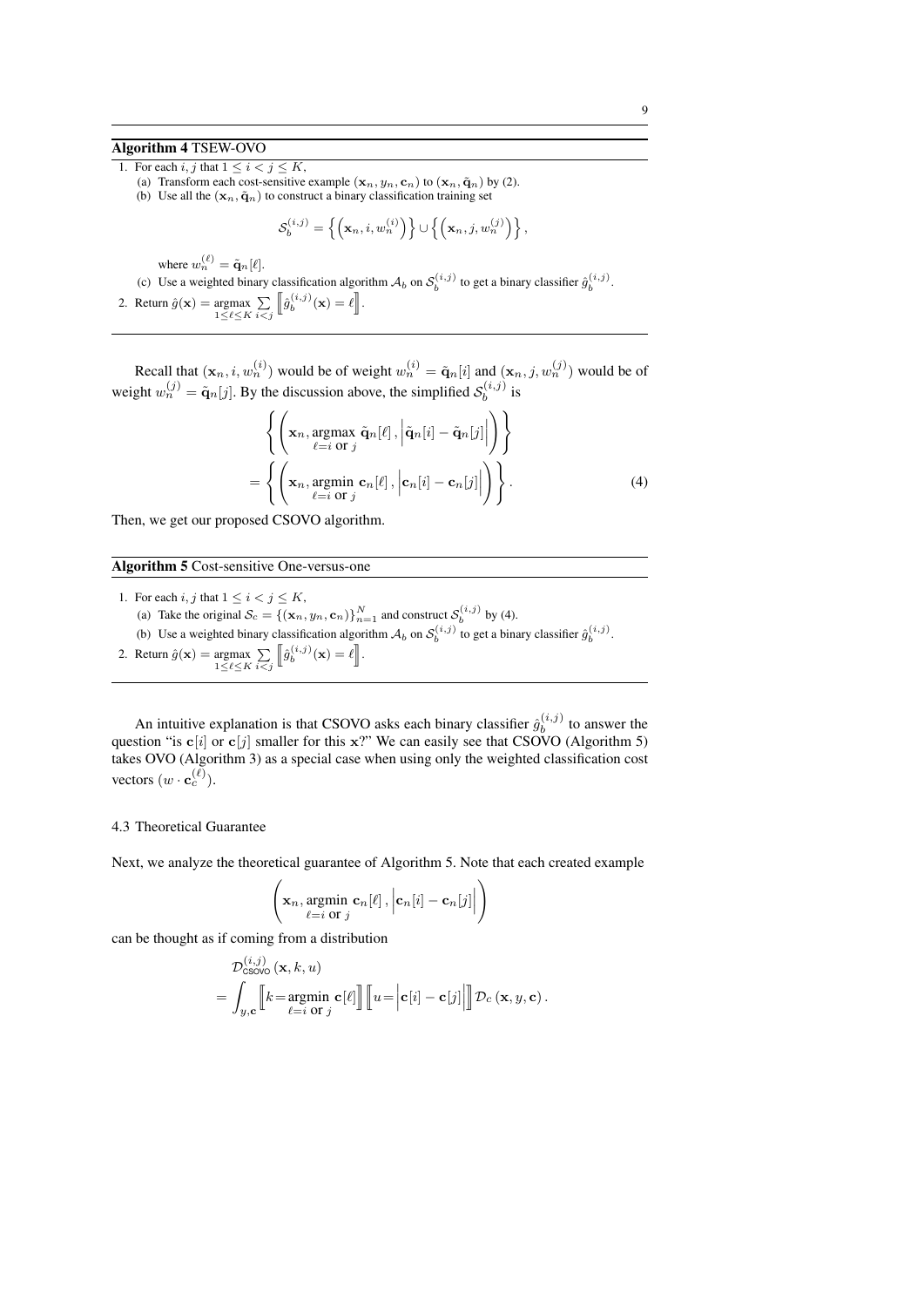**Algorithm 4** TSEW-OVO

1. For each $i, j$ that $1 \le i < j \le K$,
   (a) Transform each cost-sensitive example $(\mathbf{x}_n, y_n, \mathbf{c}_n)$ to $(\mathbf{x}_n, \tilde{\mathbf{q}}_n)$ by (2).
   (b) Use all the $(\mathbf{x}_n, \tilde{\mathbf{q}}_n)$ to construct a binary classification training set

$$\mathcal{S}_b^{(i,j)} = \left\{ \left( \mathbf{x}_n, i, w_n^{(i)} \right) \right\} \cup \left\{ \left( \mathbf{x}_n, j, w_n^{(j)} \right) \right\},$$

   where $w_n^{(\ell)} = \tilde{\mathbf{q}}_n[\ell]$.
   (c) Use a weighted binary classification algorithm $\mathcal{A}_b$ on $\mathcal{S}_b^{(i,j)}$ to get a binary classifier $\hat{g}_b^{(i,j)}$.
2. Return $\hat{g}(\mathbf{x}) = \underset{1 \le \ell \le K}{\operatorname{argmax}} \sum_{i<j} \left[\!\left[ \hat{g}_b^{(i,j)}(\mathbf{x}) = \ell \right]\!\right]$.

Recall that $(\mathbf{x}_n, i, w_n^{(i)})$ would be of weight $w_n^{(i)} = \tilde{\mathbf{q}}_n[i]$ and $(\mathbf{x}_n, j, w_n^{(j)})$ would be of weight $w_n^{(j)} = \tilde{\mathbf{q}}_n[j]$. By the discussion above, the simplified $\mathcal{S}_b^{(i,j)}$ is

$$\begin{aligned} &\left\{ \left( \mathbf{x}_n, \underset{\ell = i \text{ or } j}{\operatorname{argmax}}\ \tilde{\mathbf{q}}_n[\ell], \left| \tilde{\mathbf{q}}_n[i] - \tilde{\mathbf{q}}_n[j] \right| \right) \right\} \\ = &\left\{ \left( \mathbf{x}_n, \underset{\ell = i \text{ or } j}{\operatorname{argmin}}\ \mathbf{c}_n[\ell], \left| \mathbf{c}_n[i] - \mathbf{c}_n[j] \right| \right) \right\}. \end{aligned} \tag{4}$$

Then, we get our proposed CSOVO algorithm.

**Algorithm 5** Cost-sensitive One-versus-one

1. For each $i, j$ that $1 \le i < j \le K$,
   (a) Take the original $\mathcal{S}_c = \{(\mathbf{x}_n, y_n, \mathbf{c}_n)\}_{n=1}^N$ and construct $\mathcal{S}_b^{(i,j)}$ by (4).
   (b) Use a weighted binary classification algorithm $\mathcal{A}_b$ on $\mathcal{S}_b^{(i,j)}$ to get a binary classifier $\hat{g}_b^{(i,j)}$.
2. Return $\hat{g}(\mathbf{x}) = \underset{1 \le \ell \le K}{\operatorname{argmax}} \sum_{i<j} \left[\!\left[ \hat{g}_b^{(i,j)}(\mathbf{x}) = \ell \right]\!\right]$.

An intuitive explanation is that CSOVO asks each binary classifier $\hat{g}_b^{(i,j)}$ to answer the question "is $\mathbf{c}[i]$ or $\mathbf{c}[j]$ smaller for this $\mathbf{x}$?" We can easily see that CSOVO (Algorithm 5) takes OVO (Algorithm 3) as a special case when using only the weighted classification cost vectors $(w \cdot \mathbf{c}_c^{(\ell)})$.

### 4.3 Theoretical Guarantee

Next, we analyze the theoretical guarantee of Algorithm 5. Note that each created example

$$\left( \mathbf{x}_n, \underset{\ell = i \text{ or } j}{\operatorname{argmin}}\ \mathbf{c}_n[\ell], \left| \mathbf{c}_n[i] - \mathbf{c}_n[j] \right| \right)$$

can be thought as if coming from a distribution

$$\begin{aligned} &\mathcal{D}_{\text{CSOVO}}^{(i,j)}(\mathbf{x}, k, u) \\ = &\int_{y, \mathbf{c}} \left[\!\left[ k = \underset{\ell = i \text{ or } j}{\operatorname{argmin}}\ \mathbf{c}[\ell] \right]\!\right] \left[\!\left[ u = \left| \mathbf{c}[i] - \mathbf{c}[j] \right| \right]\!\right] \mathcal{D}_c(\mathbf{x}, y, \mathbf{c}). \end{aligned}$$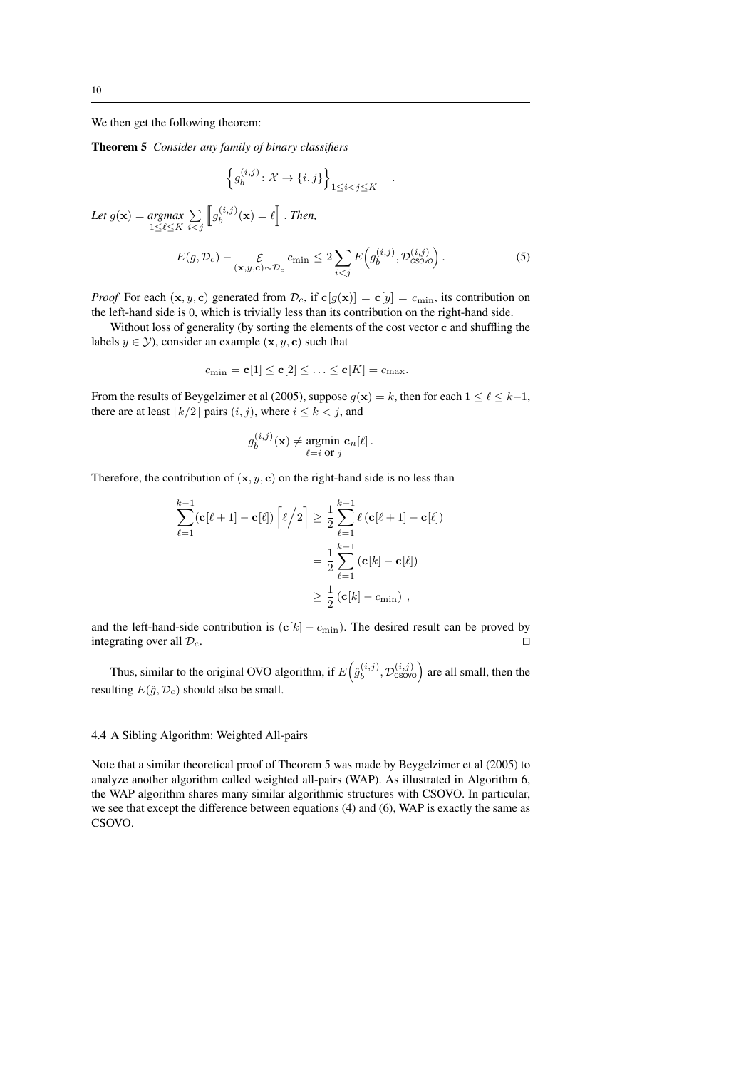We then get the following theorem:

**Theorem 5** *Consider any family of binary classifiers*

$$\left\{ g_b^{(i,j)} \colon \mathcal{X} \to \{i, j\} \right\}_{1 \le i < j \le K} \quad .$$

*Let* $g(\mathbf{x}) = \underset{1 \le \ell \le K}{\textit{argmax}} \sum_{i<j} \left[\!\left[ g_b^{(i,j)}(\mathbf{x}) = \ell \right]\!\right]$ *. Then,*

$$E(g, \mathcal{D}_c) - \underset{(\mathbf{x},y,\mathbf{c})\sim\mathcal{D}_c}{\mathcal{E}} c_{\min} \le 2 \sum_{i<j} E\Big(g_b^{(i,j)}, \mathcal{D}_{\textit{CSOVO}}^{(i,j)}\Big) \,. \tag{5}$$

*Proof* For each $(\mathbf{x}, y, \mathbf{c})$ generated from $\mathcal{D}_c$, if $\mathbf{c}[g(\mathbf{x})] = \mathbf{c}[y] = c_{\min}$, its contribution on the left-hand side is 0, which is trivially less than its contribution on the right-hand side.

Without loss of generality (by sorting the elements of the cost vector $\mathbf{c}$ and shuffling the labels $y \in \mathcal{Y}$), consider an example $(\mathbf{x}, y, \mathbf{c})$ such that

$$c_{\min} = \mathbf{c}[1] \le \mathbf{c}[2] \le \ldots \le \mathbf{c}[K] = c_{\max}.$$

From the results of Beygelzimer et al (2005), suppose $g(\mathbf{x}) = k$, then for each $1 \le \ell \le k-1$, there are at least $\lceil k/2 \rceil$ pairs $(i, j)$, where $i \le k < j$, and

$$g_b^{(i,j)}(\mathbf{x}) \ne \underset{\ell = i \text{ or } j}{\text{argmin}} \; \mathbf{c}_n[\ell] \,.$$

Therefore, the contribution of $(\mathbf{x}, y, \mathbf{c})$ on the right-hand side is no less than

$$\begin{aligned} \sum_{\ell=1}^{k-1} (\mathbf{c}[\ell+1] - \mathbf{c}[\ell]) \left\lceil \ell \middle/ 2 \right\rceil &\ge \frac{1}{2} \sum_{\ell=1}^{k-1} \ell \left( \mathbf{c}[\ell+1] - \mathbf{c}[\ell] \right) \\ &= \frac{1}{2} \sum_{\ell=1}^{k-1} \left( \mathbf{c}[k] - \mathbf{c}[\ell] \right) \\ &\ge \frac{1}{2} \left( \mathbf{c}[k] - c_{\min} \right) \,, \end{aligned}$$

and the left-hand-side contribution is $(\mathbf{c}[k] - c_{\min})$. The desired result can be proved by integrating over all $\mathcal{D}_c$. $\square$

Thus, similar to the original OVO algorithm, if $E\Big(\hat{g}_b^{(i,j)}, \mathcal{D}_{\text{CSOVO}}^{(i,j)}\Big)$ are all small, then the resulting $E(\hat{g}, \mathcal{D}_c)$ should also be small.

### 4.4 A Sibling Algorithm: Weighted All-pairs

Note that a similar theoretical proof of Theorem 5 was made by Beygelzimer et al (2005) to analyze another algorithm called weighted all-pairs (WAP). As illustrated in Algorithm 6, the WAP algorithm shares many similar algorithmic structures with CSOVO. In particular, we see that except the difference between equations (4) and (6), WAP is exactly the same as CSOVO.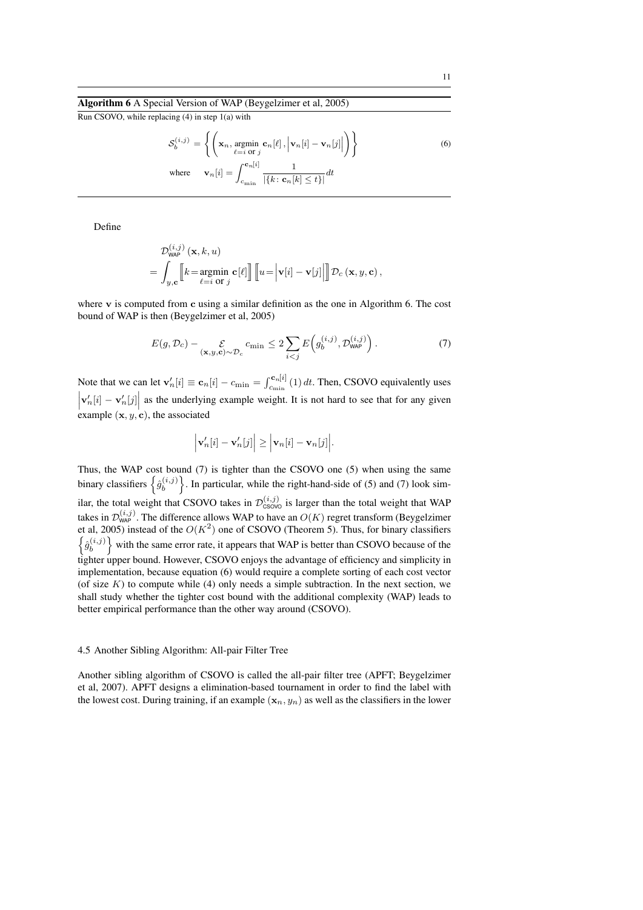**Algorithm 6** A Special Version of WAP (Beygelzimer et al, 2005)

Run CSOVO, while replacing (4) in step 1(a) with

$$\mathcal{S}_b^{(i,j)} = \left\{ \left( \mathbf{x}_n, \operatorname*{argmin}_{\ell = i \text{ or } j} \mathbf{c}_n[\ell], \left| \mathbf{v}_n[i] - \mathbf{v}_n[j] \right| \right) \right\} \tag{6}$$

$$\text{where} \quad \mathbf{v}_n[i] = \int_{c_{\min}}^{\mathbf{c}_n[i]} \frac{1}{|\{k \colon \mathbf{c}_n[k] \leq t\}|} dt$$

Define

$$\begin{aligned} &\mathcal{D}_{\mathsf{WAP}}^{(i,j)}(\mathbf{x}, k, u) \\ =& \int_{y,\mathbf{c}} \left[\!\left[ k = \operatorname*{argmin}_{\ell = i \text{ or } j} \mathbf{c}[\ell] \right]\!\right] \left[\!\left[ u = \left| \mathbf{v}[i] - \mathbf{v}[j] \right| \right]\!\right] \mathcal{D}_c(\mathbf{x}, y, \mathbf{c}), \end{aligned}$$

where $\mathbf{v}$ is computed from $\mathbf{c}$ using a similar definition as the one in Algorithm 6. The cost bound of WAP is then (Beygelzimer et al, 2005)

$$E(g, \mathcal{D}_c) - \underset{(\mathbf{x},y,\mathbf{c}) \sim \mathcal{D}_c}{\mathcal{E}} c_{\min} \leq 2 \sum_{i<j} E\left(g_b^{(i,j)}, \mathcal{D}_{\mathsf{WAP}}^{(i,j)}\right). \tag{7}$$

Note that we can let $\mathbf{v}'_n[i] \equiv \mathbf{c}_n[i] - c_{\min} = \int_{c_{\min}}^{\mathbf{c}_n[i]} (1)\, dt$. Then, CSOVO equivalently uses $\left| \mathbf{v}'_n[i] - \mathbf{v}'_n[j] \right|$ as the underlying example weight. It is not hard to see that for any given example $(\mathbf{x}, y, \mathbf{c})$, the associated

$$\left| \mathbf{v}'_n[i] - \mathbf{v}'_n[j] \right| \geq \left| \mathbf{v}_n[i] - \mathbf{v}_n[j] \right|.$$

Thus, the WAP cost bound (7) is tighter than the CSOVO one (5) when using the same binary classifiers $\left\{ \hat{g}_b^{(i,j)} \right\}$. In particular, while the right-hand-side of (5) and (7) look similar, the total weight that CSOVO takes in $\mathcal{D}_{\mathsf{CSOVO}}^{(i,j)}$ is larger than the total weight that WAP takes in $\mathcal{D}_{\mathsf{WAP}}^{(i,j)}$. The difference allows WAP to have an $O(K)$ regret transform (Beygelzimer et al, 2005) instead of the $O(K^2)$ one of CSOVO (Theorem 5). Thus, for binary classifiers $\left\{ \hat{g}_b^{(i,j)} \right\}$ with the same error rate, it appears that WAP is better than CSOVO because of the tighter upper bound. However, CSOVO enjoys the advantage of efficiency and simplicity in implementation, because equation (6) would require a complete sorting of each cost vector (of size $K$) to compute while (4) only needs a simple subtraction. In the next section, we shall study whether the tighter cost bound with the additional complexity (WAP) leads to better empirical performance than the other way around (CSOVO).

### 4.5 Another Sibling Algorithm: All-pair Filter Tree

Another sibling algorithm of CSOVO is called the all-pair filter tree (APFT; Beygelzimer et al, 2007). APFT designs a elimination-based tournament in order to find the label with the lowest cost. During training, if an example $(\mathbf{x}_n, y_n)$ as well as the classifiers in the lower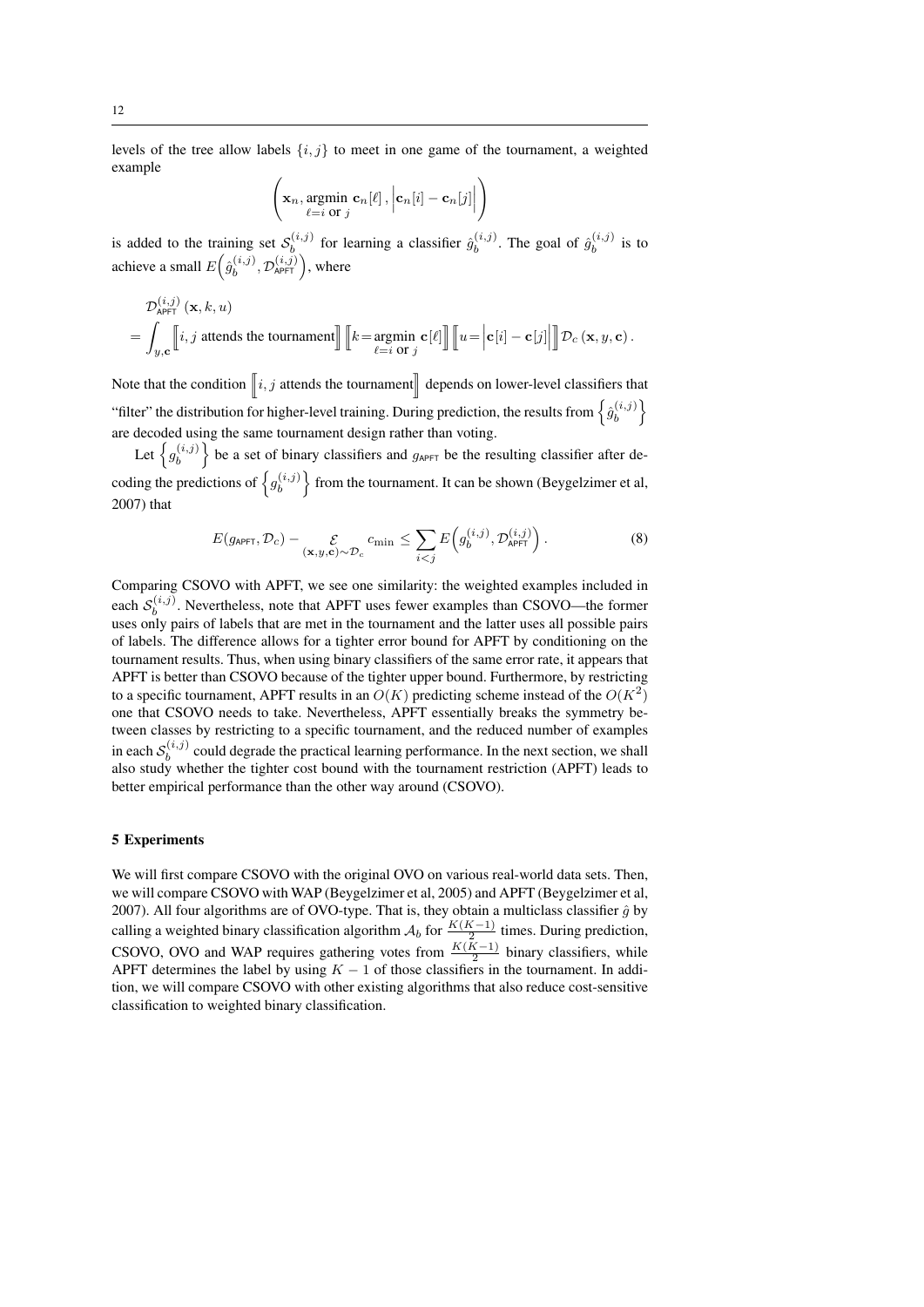levels of the tree allow labels $\{i, j\}$ to meet in one game of the tournament, a weighted example

$$\left( \mathbf{x}_n, \operatorname*{argmin}_{\ell = i \text{ or } j} \mathbf{c}_n[\ell], \left| \mathbf{c}_n[i] - \mathbf{c}_n[j] \right| \right)$$

is added to the training set $\mathcal{S}_b^{(i,j)}$ for learning a classifier $\hat{g}_b^{(i,j)}$. The goal of $\hat{g}_b^{(i,j)}$ is to achieve a small $E\left(\hat{g}_b^{(i,j)}, \mathcal{D}_{\mathsf{APFT}}^{(i,j)}\right)$, where

$$\begin{aligned} &\mathcal{D}_{\mathsf{APFT}}^{(i,j)}(\mathbf{x}, k, u) \\ &= \int_{y,\mathbf{c}} \Big[\!\Big[ i, j \text{ attends the tournament} \Big]\!\Big] \Big[\!\Big[ k = \operatorname*{argmin}_{\ell = i \text{ or } j} \mathbf{c}[\ell] \Big]\!\Big] \Big[\!\Big[ u = \left| \mathbf{c}[i] - \mathbf{c}[j] \right| \Big]\!\Big] \mathcal{D}_c(\mathbf{x}, y, \mathbf{c}). \end{aligned}$$

Note that the condition $\Big[\!\Big[ i, j \text{ attends the tournament} \Big]\!\Big]$ depends on lower-level classifiers that "filter" the distribution for higher-level training. During prediction, the results from $\left\{ \hat{g}_b^{(i,j)} \right\}$ are decoded using the same tournament design rather than voting.

Let $\left\{ g_b^{(i,j)} \right\}$ be a set of binary classifiers and $g_{\mathsf{APFT}}$ be the resulting classifier after decoding the predictions of $\left\{ g_b^{(i,j)} \right\}$ from the tournament. It can be shown (Beygelzimer et al, 2007) that

$$E(g_{\mathsf{APFT}}, \mathcal{D}_c) - \mathop{\mathcal{E}}_{(\mathbf{x},y,\mathbf{c}) \sim \mathcal{D}_c} c_{\min} \le \sum_{i<j} E\left(g_b^{(i,j)}, \mathcal{D}_{\mathsf{APFT}}^{(i,j)}\right). \tag{8}$$

Comparing CSOVO with APFT, we see one similarity: the weighted examples included in each $\mathcal{S}_b^{(i,j)}$. Nevertheless, note that APFT uses fewer examples than CSOVO—the former uses only pairs of labels that are met in the tournament and the latter uses all possible pairs of labels. The difference allows for a tighter error bound for APFT by conditioning on the tournament results. Thus, when using binary classifiers of the same error rate, it appears that APFT is better than CSOVO because of the tighter upper bound. Furthermore, by restricting to a specific tournament, APFT results in an $O(K)$ predicting scheme instead of the $O(K^2)$ one that CSOVO needs to take. Nevertheless, APFT essentially breaks the symmetry between classes by restricting to a specific tournament, and the reduced number of examples in each $\mathcal{S}_b^{(i,j)}$ could degrade the practical learning performance. In the next section, we shall also study whether the tighter cost bound with the tournament restriction (APFT) leads to better empirical performance than the other way around (CSOVO).

## 5 Experiments

We will first compare CSOVO with the original OVO on various real-world data sets. Then, we will compare CSOVO with WAP (Beygelzimer et al, 2005) and APFT (Beygelzimer et al, 2007). All four algorithms are of OVO-type. That is, they obtain a multiclass classifier $\hat{g}$ by calling a weighted binary classification algorithm $\mathcal{A}_b$ for $\frac{K(K-1)}{2}$ times. During prediction, CSOVO, OVO and WAP requires gathering votes from $\frac{K(K-1)}{2}$ binary classifiers, while APFT determines the label by using $K-1$ of those classifiers in the tournament. In addition, we will compare CSOVO with other existing algorithms that also reduce cost-sensitive classification to weighted binary classification.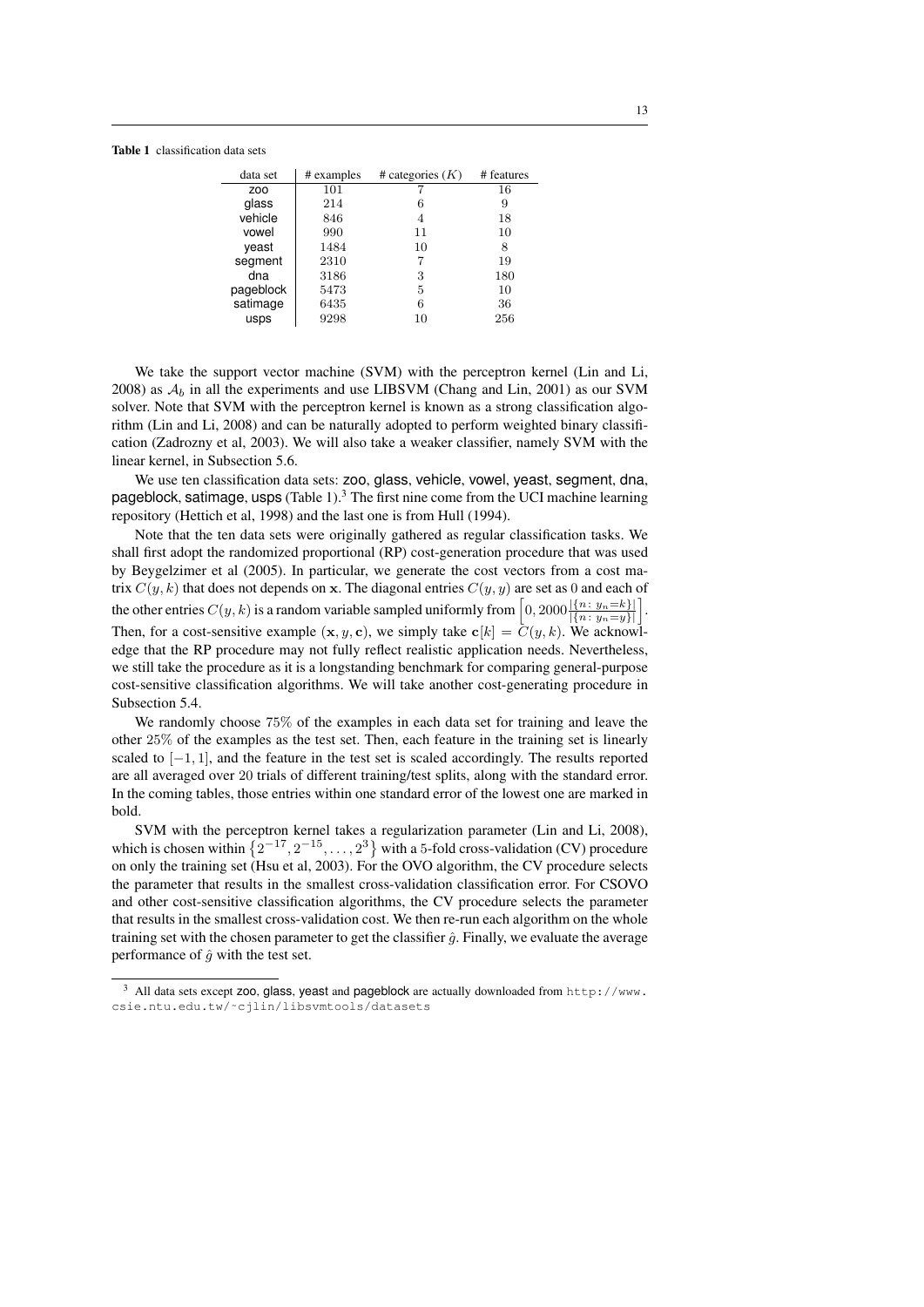**Table 1** classification data sets

| data set | # examples | # categories ($K$) | # features |
|---|---|---|---|
| zoo | 101 | 7 | 16 |
| glass | 214 | 6 | 9 |
| vehicle | 846 | 4 | 18 |
| vowel | 990 | 11 | 10 |
| yeast | 1484 | 10 | 8 |
| segment | 2310 | 7 | 19 |
| dna | 3186 | 3 | 180 |
| pageblock | 5473 | 5 | 10 |
| satimage | 6435 | 6 | 36 |
| usps | 9298 | 10 | 256 |

We take the support vector machine (SVM) with the perceptron kernel (Lin and Li, 2008) as $\mathcal{A}_b$ in all the experiments and use LIBSVM (Chang and Lin, 2001) as our SVM solver. Note that SVM with the perceptron kernel is known as a strong classification algorithm (Lin and Li, 2008) and can be naturally adopted to perform weighted binary classification (Zadrozny et al, 2003). We will also take a weaker classifier, namely SVM with the linear kernel, in Subsection 5.6.

We use ten classification data sets: zoo, glass, vehicle, vowel, yeast, segment, dna, pageblock, satimage, usps (Table 1).[3] The first nine come from the UCI machine learning repository (Hettich et al, 1998) and the last one is from Hull (1994).

Note that the ten data sets were originally gathered as regular classification tasks. We shall first adopt the randomized proportional (RP) cost-generation procedure that was used by Beygelzimer et al (2005). In particular, we generate the cost vectors from a cost matrix $C(y, k)$ that does not depends on $\mathbf{x}$. The diagonal entries $C(y, y)$ are set as $0$ and each of the other entries $C(y, k)$ is a random variable sampled uniformly from $\left[0, 2000\frac{|\{n\colon y_n=k\}|}{|\{n\colon y_n=y\}|}\right]$. Then, for a cost-sensitive example $(\mathbf{x}, y, \mathbf{c})$, we simply take $\mathbf{c}[k] = C(y, k)$. We acknowledge that the RP procedure may not fully reflect realistic application needs. Nevertheless, we still take the procedure as it is a longstanding benchmark for comparing general-purpose cost-sensitive classification algorithms. We will take another cost-generating procedure in Subsection 5.4.

We randomly choose $75\%$ of the examples in each data set for training and leave the other $25\%$ of the examples as the test set. Then, each feature in the training set is linearly scaled to $[-1, 1]$, and the feature in the test set is scaled accordingly. The results reported are all averaged over $20$ trials of different training/test splits, along with the standard error. In the coming tables, those entries within one standard error of the lowest one are marked in bold.

SVM with the perceptron kernel takes a regularization parameter (Lin and Li, 2008), which is chosen within $\left\{2^{-17}, 2^{-15}, \ldots, 2^{3}\right\}$ with a 5-fold cross-validation (CV) procedure on only the training set (Hsu et al, 2003). For the OVO algorithm, the CV procedure selects the parameter that results in the smallest cross-validation classification error. For CSOVO and other cost-sensitive classification algorithms, the CV procedure selects the parameter that results in the smallest cross-validation cost. We then re-run each algorithm on the whole training set with the chosen parameter to get the classifier $\hat{g}$. Finally, we evaluate the average performance of $\hat{g}$ with the test set.

[3] All data sets except zoo, glass, yeast and pageblock are actually downloaded from `http://www.csie.ntu.edu.tw/~cjlin/libsvmtools/datasets`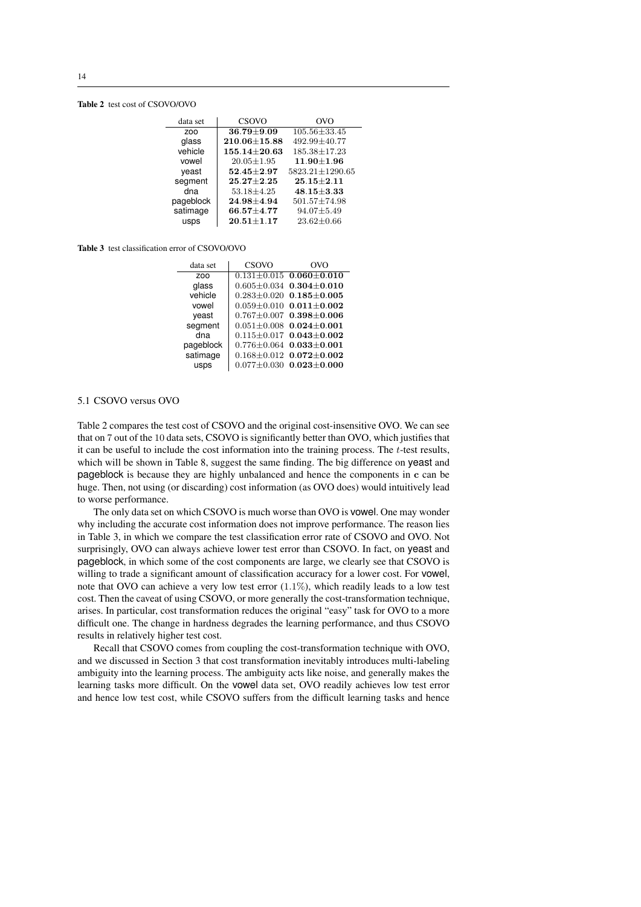**Table 2** test cost of CSOVO/OVO

| data set | CSOVO | OVO |
|---|---|---|
| zoo | $\mathbf{36.79 \pm 9.09}$ | $105.56 \pm 33.45$ |
| glass | $\mathbf{210.06 \pm 15.88}$ | $492.99 \pm 40.77$ |
| vehicle | $\mathbf{155.14 \pm 20.63}$ | $185.38 \pm 17.23$ |
| vowel | $20.05 \pm 1.95$ | $\mathbf{11.90 \pm 1.96}$ |
| yeast | $\mathbf{52.45 \pm 2.97}$ | $5823.21 \pm 1290.65$ |
| segment | $\mathbf{25.27 \pm 2.25}$ | $\mathbf{25.15 \pm 2.11}$ |
| dna | $53.18 \pm 4.25$ | $\mathbf{48.15 \pm 3.33}$ |
| pageblock | $\mathbf{24.98 \pm 4.94}$ | $501.57 \pm 74.98$ |
| satimage | $\mathbf{66.57 \pm 4.77}$ | $94.07 \pm 5.49$ |
| usps | $\mathbf{20.51 \pm 1.17}$ | $23.62 \pm 0.66$ |

**Table 3** test classification error of CSOVO/OVO

| data set | CSOVO | OVO |
|---|---|---|
| zoo | $0.131 \pm 0.015$ | $\mathbf{0.060 \pm 0.010}$ |
| glass | $0.605 \pm 0.034$ | $\mathbf{0.304 \pm 0.010}$ |
| vehicle | $0.283 \pm 0.020$ | $\mathbf{0.185 \pm 0.005}$ |
| vowel | $0.059 \pm 0.010$ | $\mathbf{0.011 \pm 0.002}$ |
| yeast | $0.767 \pm 0.007$ | $\mathbf{0.398 \pm 0.006}$ |
| segment | $0.051 \pm 0.008$ | $\mathbf{0.024 \pm 0.001}$ |
| dna | $0.115 \pm 0.017$ | $\mathbf{0.043 \pm 0.002}$ |
| pageblock | $0.776 \pm 0.064$ | $\mathbf{0.033 \pm 0.001}$ |
| satimage | $0.168 \pm 0.012$ | $\mathbf{0.072 \pm 0.002}$ |
| usps | $0.077 \pm 0.030$ | $\mathbf{0.023 \pm 0.000}$ |

### 5.1 CSOVO versus OVO

Table 2 compares the test cost of CSOVO and the original cost-insensitive OVO. We can see that on 7 out of the 10 data sets, CSOVO is significantly better than OVO, which justifies that it can be useful to include the cost information into the training process. The $t$-test results, which will be shown in Table 8, suggest the same finding. The big difference on yeast and pageblock is because they are highly unbalanced and hence the components in $\mathbf{c}$ can be huge. Then, not using (or discarding) cost information (as OVO does) would intuitively lead to worse performance.

The only data set on which CSOVO is much worse than OVO is vowel. One may wonder why including the accurate cost information does not improve performance. The reason lies in Table 3, in which we compare the test classification error rate of CSOVO and OVO. Not surprisingly, OVO can always achieve lower test error than CSOVO. In fact, on yeast and pageblock, in which some of the cost components are large, we clearly see that CSOVO is willing to trade a significant amount of classification accuracy for a lower cost. For vowel, note that OVO can achieve a very low test error ($1.1\%$), which readily leads to a low test cost. Then the caveat of using CSOVO, or more generally the cost-transformation technique, arises. In particular, cost transformation reduces the original "easy" task for OVO to a more difficult one. The change in hardness degrades the learning performance, and thus CSOVO results in relatively higher test cost.

Recall that CSOVO comes from coupling the cost-transformation technique with OVO, and we discussed in Section 3 that cost transformation inevitably introduces multi-labeling ambiguity into the learning process. The ambiguity acts like noise, and generally makes the learning tasks more difficult. On the vowel data set, OVO readily achieves low test error and hence low test cost, while CSOVO suffers from the difficult learning tasks and hence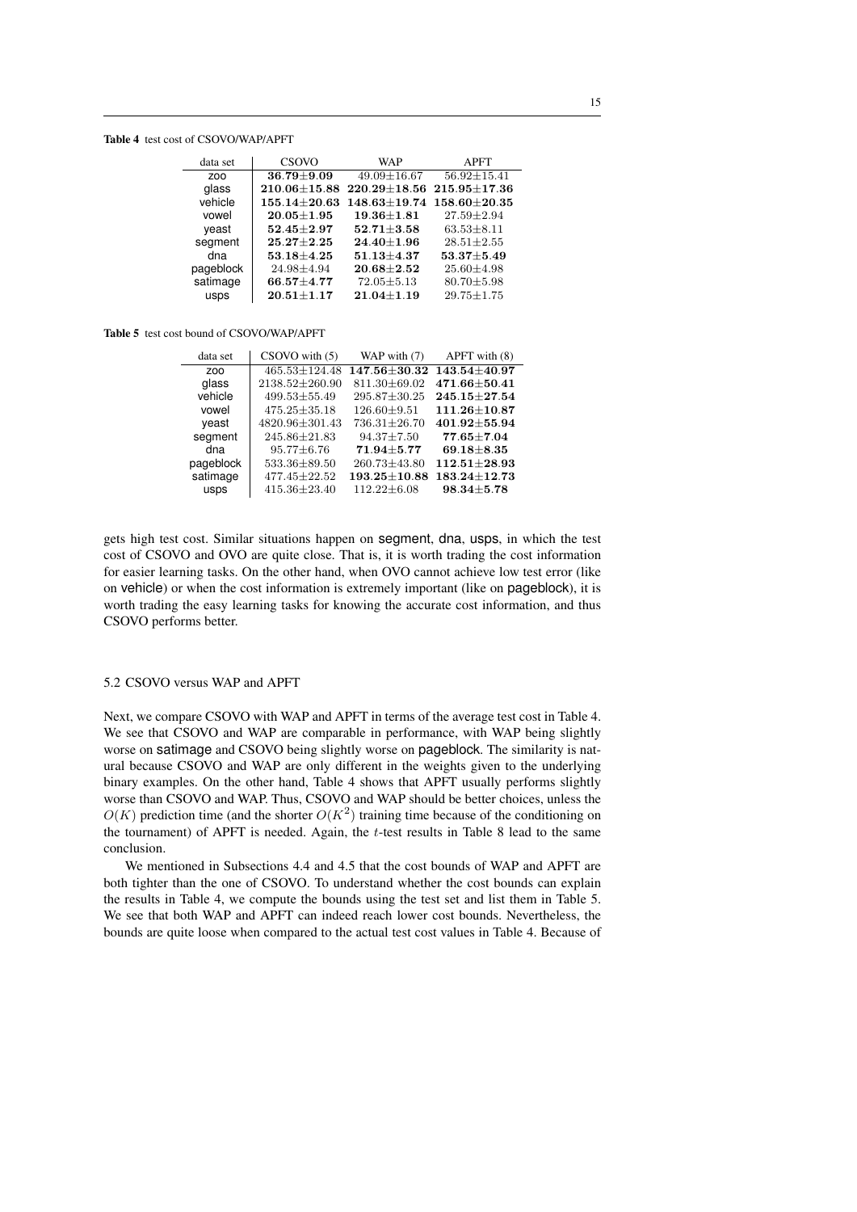**Table 4** test cost of CSOVO/WAP/APFT

| data set | CSOVO | WAP | APFT |
|---|---|---|---|
| zoo | $\mathbf{36.79 \pm 9.09}$ | $49.09 \pm 16.67$ | $56.92 \pm 15.41$ |
| glass | $\mathbf{210.06 \pm 15.88}$ | $\mathbf{220.29 \pm 18.56}$ | $\mathbf{215.95 \pm 17.36}$ |
| vehicle | $\mathbf{155.14 \pm 20.63}$ | $\mathbf{148.63 \pm 19.74}$ | $\mathbf{158.60 \pm 20.35}$ |
| vowel | $\mathbf{20.05 \pm 1.95}$ | $\mathbf{19.36 \pm 1.81}$ | $27.59 \pm 2.94$ |
| yeast | $\mathbf{52.45 \pm 2.97}$ | $\mathbf{52.71 \pm 3.58}$ | $63.53 \pm 8.11$ |
| segment | $\mathbf{25.27 \pm 2.25}$ | $\mathbf{24.40 \pm 1.96}$ | $28.51 \pm 2.55$ |
| dna | $\mathbf{53.18 \pm 4.25}$ | $\mathbf{51.13 \pm 4.37}$ | $\mathbf{53.37 \pm 5.49}$ |
| pageblock | $24.98 \pm 4.94$ | $\mathbf{20.68 \pm 2.52}$ | $25.60 \pm 4.98$ |
| satimage | $\mathbf{66.57 \pm 4.77}$ | $72.05 \pm 5.13$ | $80.70 \pm 5.98$ |
| usps | $\mathbf{20.51 \pm 1.17}$ | $\mathbf{21.04 \pm 1.19}$ | $29.75 \pm 1.75$ |

**Table 5** test cost bound of CSOVO/WAP/APFT

| data set | CSOVO with (5) | WAP with (7) | APFT with (8) |
|---|---|---|---|
| zoo | $465.53 \pm 124.48$ | $\mathbf{147.56 \pm 30.32}$ | $\mathbf{143.54 \pm 40.97}$ |
| glass | $2138.52 \pm 260.90$ | $811.30 \pm 69.02$ | $\mathbf{471.66 \pm 50.41}$ |
| vehicle | $499.53 \pm 55.49$ | $295.87 \pm 30.25$ | $\mathbf{245.15 \pm 27.54}$ |
| vowel | $475.25 \pm 35.18$ | $126.60 \pm 9.51$ | $\mathbf{111.26 \pm 10.87}$ |
| yeast | $4820.96 \pm 301.43$ | $736.31 \pm 26.70$ | $\mathbf{401.92 \pm 55.94}$ |
| segment | $245.86 \pm 21.83$ | $94.37 \pm 7.50$ | $\mathbf{77.65 \pm 7.04}$ |
| dna | $95.77 \pm 6.76$ | $\mathbf{71.94 \pm 5.77}$ | $\mathbf{69.18 \pm 8.35}$ |
| pageblock | $533.36 \pm 89.50$ | $260.73 \pm 43.80$ | $\mathbf{112.51 \pm 28.93}$ |
| satimage | $477.45 \pm 22.52$ | $\mathbf{193.25 \pm 10.88}$ | $\mathbf{183.24 \pm 12.73}$ |
| usps | $415.36 \pm 23.40$ | $112.22 \pm 6.08$ | $\mathbf{98.34 \pm 5.78}$ |

gets high test cost. Similar situations happen on segment, dna, usps, in which the test cost of CSOVO and OVO are quite close. That is, it is worth trading the cost information for easier learning tasks. On the other hand, when OVO cannot achieve low test error (like on vehicle) or when the cost information is extremely important (like on pageblock), it is worth trading the easy learning tasks for knowing the accurate cost information, and thus CSOVO performs better.

### 5.2 CSOVO versus WAP and APFT

Next, we compare CSOVO with WAP and APFT in terms of the average test cost in Table 4. We see that CSOVO and WAP are comparable in performance, with WAP being slightly worse on satimage and CSOVO being slightly worse on pageblock. The similarity is natural because CSOVO and WAP are only different in the weights given to the underlying binary examples. On the other hand, Table 4 shows that APFT usually performs slightly worse than CSOVO and WAP. Thus, CSOVO and WAP should be better choices, unless the $O(K)$ prediction time (and the shorter $O(K^2)$ training time because of the conditioning on the tournament) of APFT is needed. Again, the $t$-test results in Table 8 lead to the same conclusion.

We mentioned in Subsections 4.4 and 4.5 that the cost bounds of WAP and APFT are both tighter than the one of CSOVO. To understand whether the cost bounds can explain the results in Table 4, we compute the bounds using the test set and list them in Table 5. We see that both WAP and APFT can indeed reach lower cost bounds. Nevertheless, the bounds are quite loose when compared to the actual test cost values in Table 4. Because of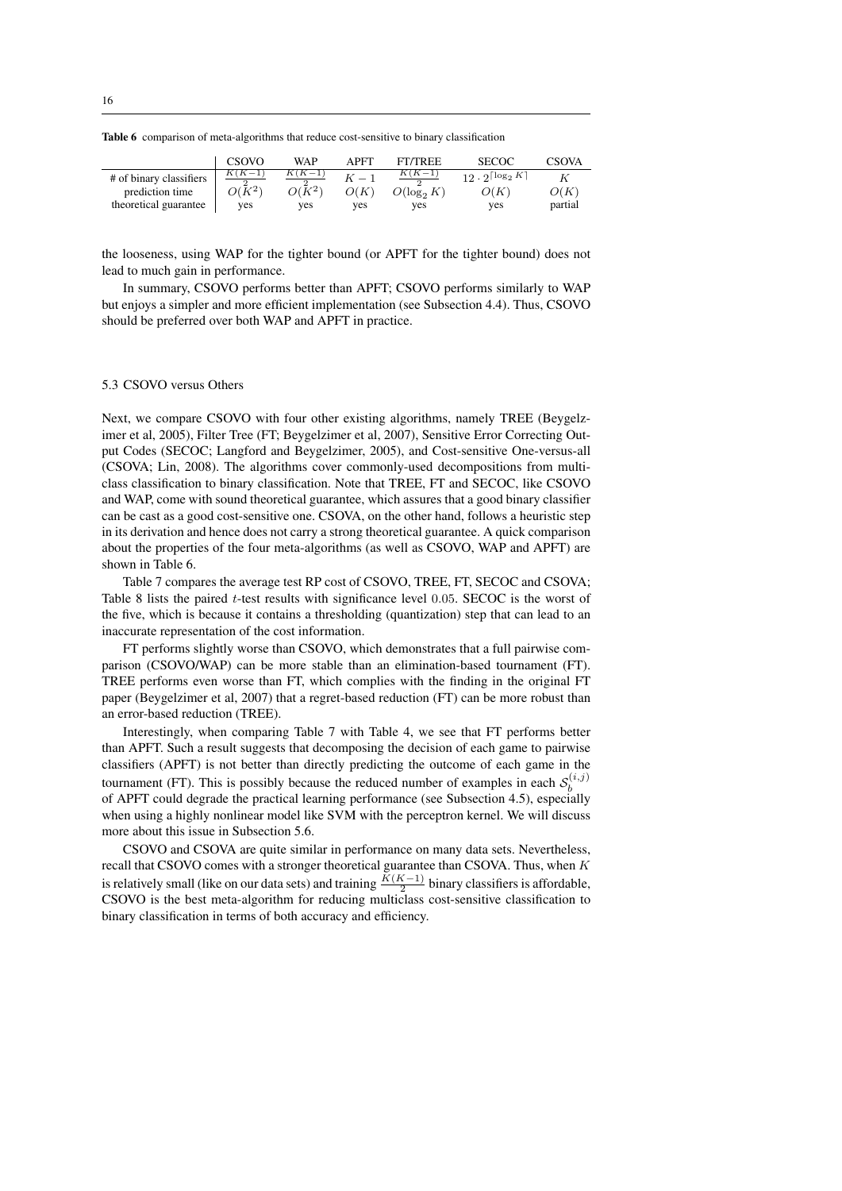**Table 6** comparison of meta-algorithms that reduce cost-sensitive to binary classification

| | CSOVO | WAP | APFT | FT/TREE | SECOC | CSOVA |
|---|---|---|---|---|---|---|
| # of binary classifiers | $\frac{K(K-1)}{2}$ | $\frac{K(K-1)}{2}$ | $K-1$ | $\frac{K(K-1)}{2}$ | $12 \cdot 2^{\lceil \log_2 K \rceil}$ | $K$ |
| prediction time | $O(K^2)$ | $O(K^2)$ | $O(K)$ | $O(\log_2 K)$ | $O(K)$ | $O(K)$ |
| theoretical guarantee | yes | yes | yes | yes | yes | partial |

the looseness, using WAP for the tighter bound (or APFT for the tighter bound) does not lead to much gain in performance.

In summary, CSOVO performs better than APFT; CSOVO performs similarly to WAP but enjoys a simpler and more efficient implementation (see Subsection 4.4). Thus, CSOVO should be preferred over both WAP and APFT in practice.

### 5.3 CSOVO versus Others

Next, we compare CSOVO with four other existing algorithms, namely TREE (Beygelzimer et al, 2005), Filter Tree (FT; Beygelzimer et al, 2007), Sensitive Error Correcting Output Codes (SECOC; Langford and Beygelzimer, 2005), and Cost-sensitive One-versus-all (CSOVA; Lin, 2008). The algorithms cover commonly-used decompositions from multiclass classification to binary classification. Note that TREE, FT and SECOC, like CSOVO and WAP, come with sound theoretical guarantee, which assures that a good binary classifier can be cast as a good cost-sensitive one. CSOVA, on the other hand, follows a heuristic step in its derivation and hence does not carry a strong theoretical guarantee. A quick comparison about the properties of the four meta-algorithms (as well as CSOVO, WAP and APFT) are shown in Table 6.

Table 7 compares the average test RP cost of CSOVO, TREE, FT, SECOC and CSOVA; Table 8 lists the paired $t$-test results with significance level $0.05$. SECOC is the worst of the five, which is because it contains a thresholding (quantization) step that can lead to an inaccurate representation of the cost information.

FT performs slightly worse than CSOVO, which demonstrates that a full pairwise comparison (CSOVO/WAP) can be more stable than an elimination-based tournament (FT). TREE performs even worse than FT, which complies with the finding in the original FT paper (Beygelzimer et al, 2007) that a regret-based reduction (FT) can be more robust than an error-based reduction (TREE).

Interestingly, when comparing Table 7 with Table 4, we see that FT performs better than APFT. Such a result suggests that decomposing the decision of each game to pairwise classifiers (APFT) is not better than directly predicting the outcome of each game in the tournament (FT). This is possibly because the reduced number of examples in each $\mathcal{S}_b^{(i,j)}$ of APFT could degrade the practical learning performance (see Subsection 4.5), especially when using a highly nonlinear model like SVM with the perceptron kernel. We will discuss more about this issue in Subsection 5.6.

CSOVO and CSOVA are quite similar in performance on many data sets. Nevertheless, recall that CSOVO comes with a stronger theoretical guarantee than CSOVA. Thus, when $K$ is relatively small (like on our data sets) and training $\frac{K(K-1)}{2}$ binary classifiers is affordable, CSOVO is the best meta-algorithm for reducing multiclass cost-sensitive classification to binary classification in terms of both accuracy and efficiency.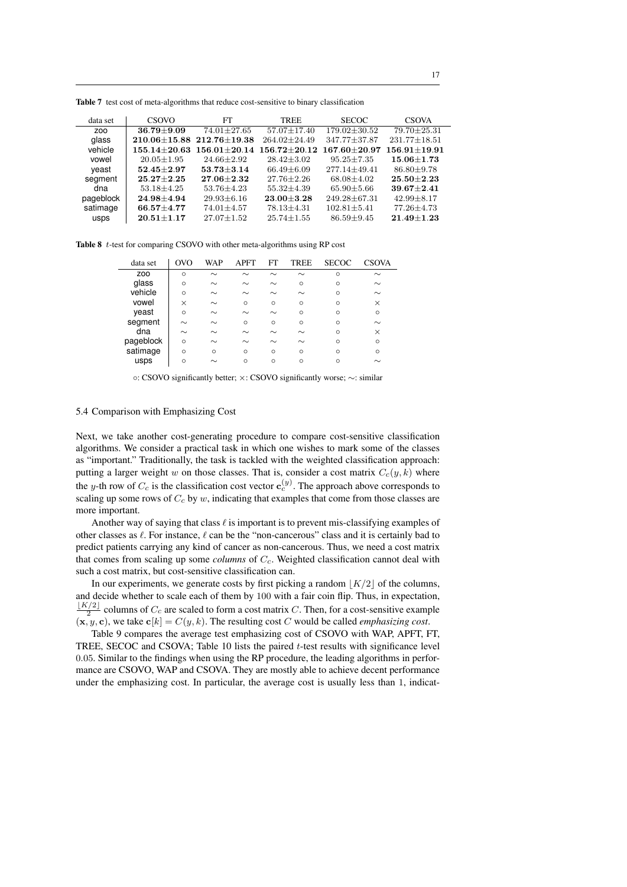**Table 7** test cost of meta-algorithms that reduce cost-sensitive to binary classification

| data set | CSOVO | FT | TREE | SECOC | CSOVA |
|---|---|---|---|---|---|
| zoo | **36.79±9.09** | 74.01±27.65 | 57.07±17.40 | 179.02±30.52 | 79.70±25.31 |
| glass | **210.06±15.88** | **212.76±19.38** | 264.02±24.49 | 347.77±37.87 | 231.77±18.51 |
| vehicle | **155.14±20.63** | **156.01±20.14** | **156.72±20.12** | **167.60±20.97** | **156.91±19.91** |
| vowel | 20.05±1.95 | 24.66±2.92 | 28.42±3.02 | 95.25±7.35 | **15.06±1.73** |
| yeast | **52.45±2.97** | **53.73±3.14** | 66.49±6.09 | 277.14±49.41 | 86.80±9.78 |
| segment | **25.27±2.25** | **27.06±2.32** | 27.76±2.26 | 68.08±4.02 | **25.50±2.23** |
| dna | 53.18±4.25 | 53.76±4.23 | 55.32±4.39 | 65.90±5.66 | **39.67±2.41** |
| pageblock | **24.98±4.94** | 29.93±6.16 | **23.00±3.28** | 249.28±67.31 | 42.99±8.17 |
| satimage | **66.57±4.77** | 74.01±4.57 | 78.13±4.31 | 102.81±5.41 | 77.26±4.73 |
| usps | **20.51±1.17** | 27.07±1.52 | 25.74±1.55 | 86.59±9.45 | **21.49±1.23** |

**Table 8** $t$-test for comparing CSOVO with other meta-algorithms using RP cost

| data set | OVO | WAP | APFT | FT | TREE | SECOC | CSOVA |
|---|---|---|---|---|---|---|---|
| zoo | ○ | ∼ | ∼ | ∼ | ∼ | ○ | ∼ |
| glass | ○ | ∼ | ∼ | ∼ | ○ | ○ | ∼ |
| vehicle | ○ | ∼ | ∼ | ∼ | ∼ | ○ | ∼ |
| vowel | × | ∼ | ○ | ○ | ○ | ○ | × |
| yeast | ○ | ∼ | ∼ | ∼ | ○ | ○ | ○ |
| segment | ∼ | ∼ | ○ | ○ | ○ | ○ | ∼ |
| dna | ∼ | ∼ | ∼ | ∼ | ∼ | ○ | × |
| pageblock | ○ | ∼ | ∼ | ∼ | ∼ | ○ | ○ |
| satimage | ○ | ○ | ○ | ○ | ○ | ○ | ○ |
| usps | ○ | ∼ | ○ | ○ | ○ | ○ | ∼ |

○: CSOVO significantly better; ×: CSOVO significantly worse; ∼: similar

### 5.4 Comparison with Emphasizing Cost

Next, we take another cost-generating procedure to compare cost-sensitive classification algorithms. We consider a practical task in which one wishes to mark some of the classes as "important." Traditionally, the task is tackled with the weighted classification approach: putting a larger weight $w$ on those classes. That is, consider a cost matrix $C_c(y, k)$ where the $y$-th row of $C_c$ is the classification cost vector $\mathbf{c}_c^{(y)}$. The approach above corresponds to scaling up some rows of $C_c$ by $w$, indicating that examples that come from those classes are more important.

Another way of saying that class $\ell$ is important is to prevent mis-classifying examples of other classes as $\ell$. For instance, $\ell$ can be the "non-cancerous" class and it is certainly bad to predict patients carrying any kind of cancer as non-cancerous. Thus, we need a cost matrix that comes from scaling up some *columns* of $C_c$. Weighted classification cannot deal with such a cost matrix, but cost-sensitive classification can.

In our experiments, we generate costs by first picking a random $\lfloor K/2 \rfloor$ of the columns, and decide whether to scale each of them by $100$ with a fair coin flip. Thus, in expectation, $\frac{\lfloor K/2 \rfloor}{2}$ columns of $C_c$ are scaled to form a cost matrix $C$. Then, for a cost-sensitive example $(\mathbf{x}, y, \mathbf{c})$, we take $\mathbf{c}[k] = C(y, k)$. The resulting cost $C$ would be called *emphasizing cost*.

Table 9 compares the average test emphasizing cost of CSOVO with WAP, APFT, FT, TREE, SECOC and CSOVA; Table 10 lists the paired $t$-test results with significance level $0.05$. Similar to the findings when using the RP procedure, the leading algorithms in performance are CSOVO, WAP and CSOVA. They are mostly able to achieve decent performance under the emphasizing cost. In particular, the average cost is usually less than $1$, indicat-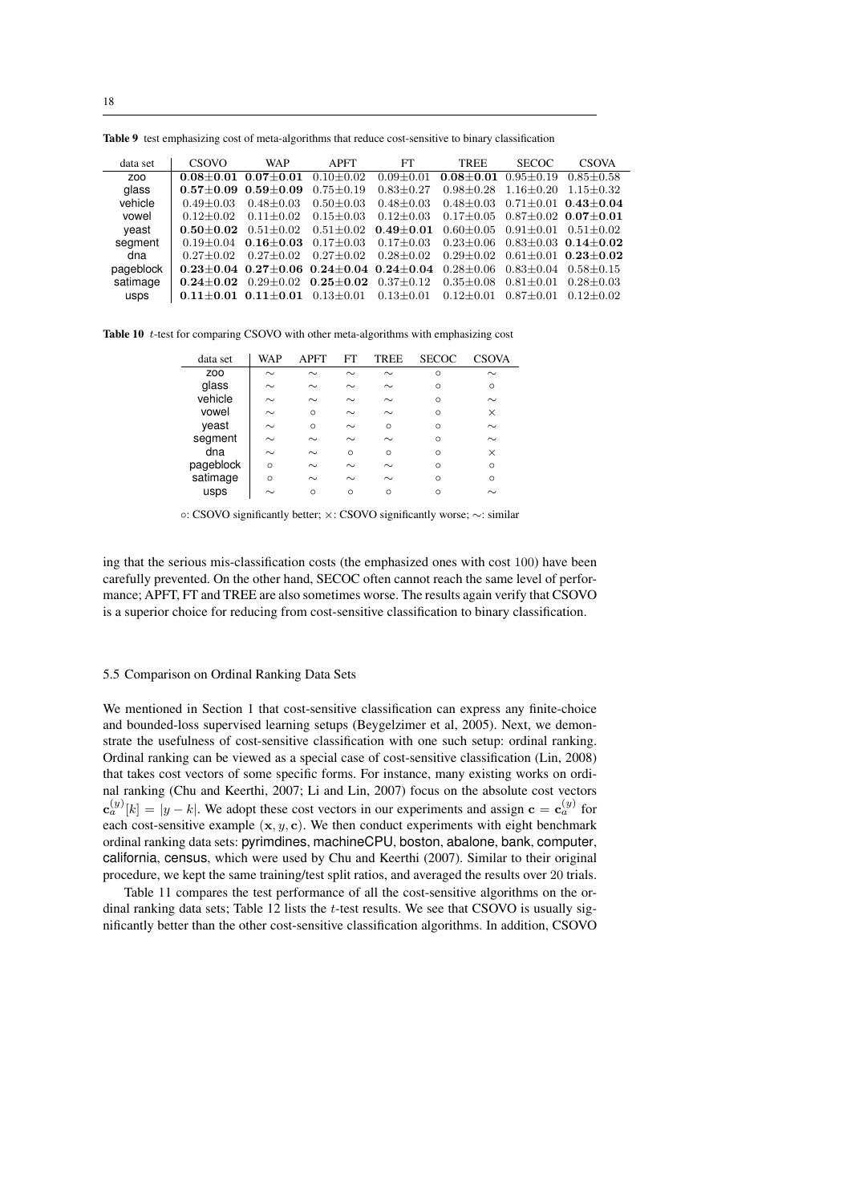**Table 9** test emphasizing cost of meta-algorithms that reduce cost-sensitive to binary classification

| data set | CSOVO | WAP | APFT | FT | TREE | SECOC | CSOVA |
|---|---|---|---|---|---|---|---|
| zoo | $\mathbf{0.08{\pm}0.01}$ | $\mathbf{0.07{\pm}0.01}$ | $0.10{\pm}0.02$ | $0.09{\pm}0.01$ | $\mathbf{0.08{\pm}0.01}$ | $0.95{\pm}0.19$ | $0.85{\pm}0.58$ |
| glass | $\mathbf{0.57{\pm}0.09}$ | $\mathbf{0.59{\pm}0.09}$ | $0.75{\pm}0.19$ | $0.83{\pm}0.27$ | $0.98{\pm}0.28$ | $1.16{\pm}0.20$ | $1.15{\pm}0.32$ |
| vehicle | $0.49{\pm}0.03$ | $0.48{\pm}0.03$ | $0.50{\pm}0.03$ | $0.48{\pm}0.03$ | $0.48{\pm}0.03$ | $0.71{\pm}0.01$ | $\mathbf{0.43{\pm}0.04}$ |
| vowel | $0.12{\pm}0.02$ | $0.11{\pm}0.02$ | $0.15{\pm}0.03$ | $0.12{\pm}0.03$ | $0.17{\pm}0.05$ | $0.87{\pm}0.02$ | $\mathbf{0.07{\pm}0.01}$ |
| yeast | $\mathbf{0.50{\pm}0.02}$ | $0.51{\pm}0.02$ | $0.51{\pm}0.02$ | $\mathbf{0.49{\pm}0.01}$ | $0.60{\pm}0.05$ | $0.91{\pm}0.01$ | $0.51{\pm}0.02$ |
| segment | $0.19{\pm}0.04$ | $\mathbf{0.16{\pm}0.03}$ | $0.17{\pm}0.03$ | $0.17{\pm}0.03$ | $0.23{\pm}0.06$ | $0.83{\pm}0.03$ | $\mathbf{0.14{\pm}0.02}$ |
| dna | $0.27{\pm}0.02$ | $0.27{\pm}0.02$ | $0.27{\pm}0.02$ | $0.28{\pm}0.02$ | $0.29{\pm}0.02$ | $0.61{\pm}0.01$ | $\mathbf{0.23{\pm}0.02}$ |
| pageblock | $\mathbf{0.23{\pm}0.04}$ | $\mathbf{0.27{\pm}0.06}$ | $\mathbf{0.24{\pm}0.04}$ | $\mathbf{0.24{\pm}0.04}$ | $0.28{\pm}0.06$ | $0.83{\pm}0.04$ | $0.58{\pm}0.15$ |
| satimage | $\mathbf{0.24{\pm}0.02}$ | $0.29{\pm}0.02$ | $\mathbf{0.25{\pm}0.02}$ | $0.37{\pm}0.12$ | $0.35{\pm}0.08$ | $0.81{\pm}0.01$ | $0.28{\pm}0.03$ |
| usps | $\mathbf{0.11{\pm}0.01}$ | $\mathbf{0.11{\pm}0.01}$ | $0.13{\pm}0.01$ | $0.13{\pm}0.01$ | $0.12{\pm}0.01$ | $0.87{\pm}0.01$ | $0.12{\pm}0.02$ |

**Table 10** $t$-test for comparing CSOVO with other meta-algorithms with emphasizing cost

| data set | WAP | APFT | FT | TREE | SECOC | CSOVA |
|---|---|---|---|---|---|---|
| zoo | $\sim$ | $\sim$ | $\sim$ | $\sim$ | $\circ$ | $\sim$ |
| glass | $\sim$ | $\sim$ | $\sim$ | $\sim$ | $\circ$ | $\circ$ |
| vehicle | $\sim$ | $\sim$ | $\sim$ | $\sim$ | $\circ$ | $\sim$ |
| vowel | $\sim$ | $\circ$ | $\sim$ | $\sim$ | $\circ$ | $\times$ |
| yeast | $\sim$ | $\circ$ | $\sim$ | $\circ$ | $\circ$ | $\sim$ |
| segment | $\sim$ | $\sim$ | $\sim$ | $\sim$ | $\circ$ | $\sim$ |
| dna | $\sim$ | $\sim$ | $\circ$ | $\circ$ | $\circ$ | $\times$ |
| pageblock | $\circ$ | $\sim$ | $\sim$ | $\sim$ | $\circ$ | $\circ$ |
| satimage | $\circ$ | $\sim$ | $\sim$ | $\sim$ | $\circ$ | $\circ$ |
| usps | $\sim$ | $\circ$ | $\circ$ | $\circ$ | $\circ$ | $\sim$ |

$\circ$: CSOVO significantly better; $\times$: CSOVO significantly worse; $\sim$: similar

ing that the serious mis-classification costs (the emphasized ones with cost 100) have been carefully prevented. On the other hand, SECOC often cannot reach the same level of performance; APFT, FT and TREE are also sometimes worse. The results again verify that CSOVO is a superior choice for reducing from cost-sensitive classification to binary classification.

### 5.5 Comparison on Ordinal Ranking Data Sets

We mentioned in Section 1 that cost-sensitive classification can express any finite-choice and bounded-loss supervised learning setups (Beygelzimer et al, 2005). Next, we demonstrate the usefulness of cost-sensitive classification with one such setup: ordinal ranking. Ordinal ranking can be viewed as a special case of cost-sensitive classification (Lin, 2008) that takes cost vectors of some specific forms. For instance, many existing works on ordinal ranking (Chu and Keerthi, 2007; Li and Lin, 2007) focus on the absolute cost vectors $\mathbf{c}_a^{(y)}[k] = |y - k|$. We adopt these cost vectors in our experiments and assign $\mathbf{c} = \mathbf{c}_a^{(y)}$ for each cost-sensitive example $(\mathbf{x}, y, \mathbf{c})$. We then conduct experiments with eight benchmark ordinal ranking data sets: pyrimdines, machineCPU, boston, abalone, bank, computer, california, census, which were used by Chu and Keerthi (2007). Similar to their original procedure, we kept the same training/test split ratios, and averaged the results over 20 trials.

Table 11 compares the test performance of all the cost-sensitive algorithms on the ordinal ranking data sets; Table 12 lists the $t$-test results. We see that CSOVO is usually significantly better than the other cost-sensitive classification algorithms. In addition, CSOVO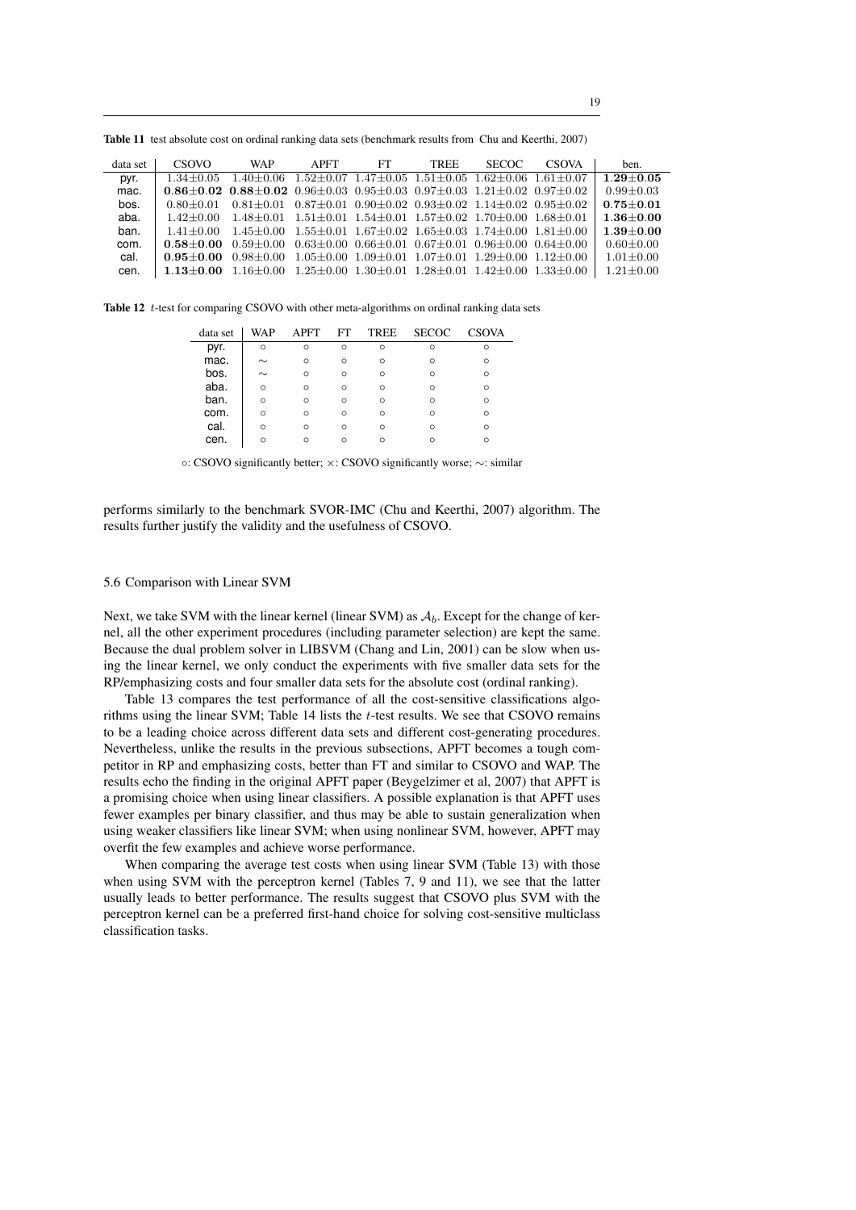**Table 11** test absolute cost on ordinal ranking data sets (benchmark results from Chu and Keerthi, 2007)

| data set | CSOVO | WAP | APFT | FT | TREE | SECOC | CSOVA | ben. |
|---|---|---|---|---|---|---|---|---|
| pyr. | $1.34{\pm}0.05$ | $1.40{\pm}0.06$ | $1.52{\pm}0.07$ | $1.47{\pm}0.05$ | $1.51{\pm}0.05$ | $1.62{\pm}0.06$ | $1.61{\pm}0.07$ | $\mathbf{1.29{\pm}0.05}$ |
| mac. | $\mathbf{0.86{\pm}0.02}$ | $\mathbf{0.88{\pm}0.02}$ | $0.96{\pm}0.03$ | $0.95{\pm}0.03$ | $0.97{\pm}0.03$ | $1.21{\pm}0.02$ | $0.97{\pm}0.02$ | $0.99{\pm}0.03$ |
| bos. | $0.80{\pm}0.01$ | $0.81{\pm}0.01$ | $0.87{\pm}0.01$ | $0.90{\pm}0.02$ | $0.93{\pm}0.02$ | $1.14{\pm}0.02$ | $0.95{\pm}0.02$ | $\mathbf{0.75{\pm}0.01}$ |
| aba. | $1.42{\pm}0.00$ | $1.48{\pm}0.01$ | $1.51{\pm}0.01$ | $1.54{\pm}0.01$ | $1.57{\pm}0.02$ | $1.70{\pm}0.00$ | $1.68{\pm}0.01$ | $\mathbf{1.36{\pm}0.00}$ |
| ban. | $1.41{\pm}0.00$ | $1.45{\pm}0.00$ | $1.55{\pm}0.01$ | $1.67{\pm}0.02$ | $1.65{\pm}0.03$ | $1.74{\pm}0.00$ | $1.81{\pm}0.00$ | $\mathbf{1.39{\pm}0.00}$ |
| com. | $\mathbf{0.58{\pm}0.00}$ | $0.59{\pm}0.00$ | $0.63{\pm}0.00$ | $0.66{\pm}0.01$ | $0.67{\pm}0.01$ | $0.96{\pm}0.00$ | $0.64{\pm}0.00$ | $0.60{\pm}0.00$ |
| cal. | $\mathbf{0.95{\pm}0.00}$ | $0.98{\pm}0.00$ | $1.05{\pm}0.00$ | $1.09{\pm}0.01$ | $1.07{\pm}0.01$ | $1.29{\pm}0.00$ | $1.12{\pm}0.00$ | $1.01{\pm}0.00$ |
| cen. | $\mathbf{1.13{\pm}0.00}$ | $1.16{\pm}0.00$ | $1.25{\pm}0.00$ | $1.30{\pm}0.01$ | $1.28{\pm}0.01$ | $1.42{\pm}0.00$ | $1.33{\pm}0.00$ | $1.21{\pm}0.00$ |

**Table 12** $t$-test for comparing CSOVO with other meta-algorithms on ordinal ranking data sets

| data set | WAP | APFT | FT | TREE | SECOC | CSOVA |
|---|---|---|---|---|---|---|
| pyr. | ○ | ○ | ○ | ○ | ○ | ○ |
| mac. | ∼ | ○ | ○ | ○ | ○ | ○ |
| bos. | ∼ | ○ | ○ | ○ | ○ | ○ |
| aba. | ○ | ○ | ○ | ○ | ○ | ○ |
| ban. | ○ | ○ | ○ | ○ | ○ | ○ |
| com. | ○ | ○ | ○ | ○ | ○ | ○ |
| cal. | ○ | ○ | ○ | ○ | ○ | ○ |
| cen. | ○ | ○ | ○ | ○ | ○ | ○ |

○: CSOVO significantly better; ×: CSOVO significantly worse; ∼: similar

performs similarly to the benchmark SVOR-IMC (Chu and Keerthi, 2007) algorithm. The results further justify the validity and the usefulness of CSOVO.

### 5.6 Comparison with Linear SVM

Next, we take SVM with the linear kernel (linear SVM) as $\mathcal{A}_b$. Except for the change of kernel, all the other experiment procedures (including parameter selection) are kept the same. Because the dual problem solver in LIBSVM (Chang and Lin, 2001) can be slow when using the linear kernel, we only conduct the experiments with five smaller data sets for the RP/emphasizing costs and four smaller data sets for the absolute cost (ordinal ranking).

Table 13 compares the test performance of all the cost-sensitive classifications algorithms using the linear SVM; Table 14 lists the $t$-test results. We see that CSOVO remains to be a leading choice across different data sets and different cost-generating procedures. Nevertheless, unlike the results in the previous subsections, APFT becomes a tough competitor in RP and emphasizing costs, better than FT and similar to CSOVO and WAP. The results echo the finding in the original APFT paper (Beygelzimer et al, 2007) that APFT is a promising choice when using linear classifiers. A possible explanation is that APFT uses fewer examples per binary classifier, and thus may be able to sustain generalization when using weaker classifiers like linear SVM; when using nonlinear SVM, however, APFT may overfit the few examples and achieve worse performance.

When comparing the average test costs when using linear SVM (Table 13) with those when using SVM with the perceptron kernel (Tables 7, 9 and 11), we see that the latter usually leads to better performance. The results suggest that CSOVO plus SVM with the perceptron kernel can be a preferred first-hand choice for solving cost-sensitive multiclass classification tasks.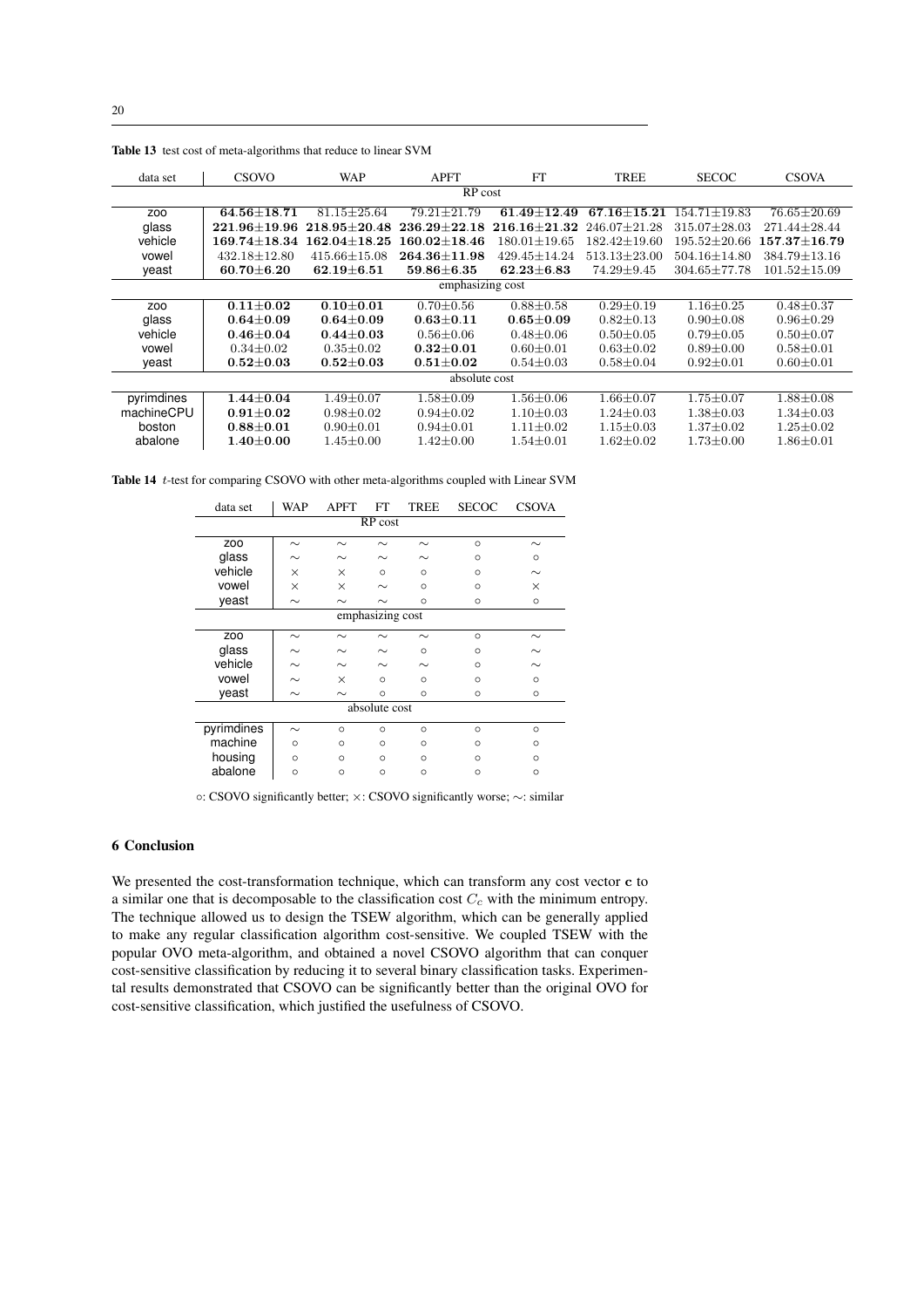**Table 13** test cost of meta-algorithms that reduce to linear SVM

| data set | CSOVO | WAP | APFT | FT | TREE | SECOC | CSOVA |
|---|---|---|---|---|---|---|---|
| | | | RP cost | | | | |
| zoo | **64.56±18.71** | 81.15±25.64 | 79.21±21.79 | **61.49±12.49** | **67.16±15.21** | 154.71±19.83 | 76.65±20.69 |
| glass | **221.96±19.96** | **218.95±20.48** | **236.29±22.18** | **216.16±21.32** | 246.07±21.28 | 315.07±28.03 | 271.44±28.44 |
| vehicle | **169.74±18.34** | **162.04±18.25** | **160.02±18.46** | 180.01±19.65 | 182.42±19.60 | 195.52±20.66 | **157.37±16.79** |
| vowel | 432.18±12.80 | 415.66±15.08 | **264.36±11.98** | 429.45±14.24 | 513.13±23.00 | 504.16±14.80 | 384.79±13.16 |
| yeast | **60.70±6.20** | **62.19±6.51** | **59.86±6.35** | **62.23±6.83** | 74.29±9.45 | 304.65±77.78 | 101.52±15.09 |
| | | | emphasizing cost | | | | |
| zoo | **0.11±0.02** | **0.10±0.01** | 0.70±0.56 | 0.88±0.58 | 0.29±0.19 | 1.16±0.25 | 0.48±0.37 |
| glass | **0.64±0.09** | **0.64±0.09** | **0.63±0.11** | **0.65±0.09** | 0.82±0.13 | 0.90±0.08 | 0.96±0.29 |
| vehicle | **0.46±0.04** | **0.44±0.03** | 0.56±0.06 | 0.48±0.06 | 0.50±0.05 | 0.79±0.05 | 0.50±0.07 |
| vowel | 0.34±0.02 | 0.35±0.02 | **0.32±0.01** | 0.60±0.01 | 0.63±0.02 | 0.89±0.00 | 0.58±0.01 |
| yeast | **0.52±0.03** | **0.52±0.03** | **0.51±0.02** | 0.54±0.03 | 0.58±0.04 | 0.92±0.01 | 0.60±0.01 |
| | | | absolute cost | | | | |
| pyrimdines | **1.44±0.04** | 1.49±0.07 | 1.58±0.09 | 1.56±0.06 | 1.66±0.07 | 1.75±0.07 | 1.88±0.08 |
| machineCPU | **0.91±0.02** | 0.98±0.02 | 0.94±0.02 | 1.10±0.03 | 1.24±0.03 | 1.38±0.03 | 1.34±0.03 |
| boston | **0.88±0.01** | 0.90±0.01 | 0.94±0.01 | 1.11±0.02 | 1.15±0.03 | 1.37±0.02 | 1.25±0.02 |
| abalone | **1.40±0.00** | 1.45±0.00 | 1.42±0.00 | 1.54±0.01 | 1.62±0.02 | 1.73±0.00 | 1.86±0.01 |

**Table 14** $t$-test for comparing CSOVO with other meta-algorithms coupled with Linear SVM

| data set | WAP | APFT | FT | TREE | SECOC | CSOVA |
|---|---|---|---|---|---|---|
| | | RP cost | | | | |
| zoo | ∼ | ∼ | ∼ | ∼ | ○ | ∼ |
| glass | ∼ | ∼ | ∼ | ∼ | ○ | ○ |
| vehicle | × | × | ○ | ○ | ○ | ∼ |
| vowel | × | × | ∼ | ○ | ○ | × |
| yeast | ∼ | ∼ | ∼ | ○ | ○ | ○ |
| | | emphasizing cost | | | | |
| zoo | ∼ | ∼ | ∼ | ∼ | ○ | ∼ |
| glass | ∼ | ∼ | ∼ | ○ | ○ | ∼ |
| vehicle | ∼ | ∼ | ∼ | ∼ | ○ | ∼ |
| vowel | ∼ | × | ○ | ○ | ○ | ○ |
| yeast | ∼ | ∼ | ○ | ○ | ○ | ○ |
| | | absolute cost | | | | |
| pyrimdines | ∼ | ○ | ○ | ○ | ○ | ○ |
| machine | ○ | ○ | ○ | ○ | ○ | ○ |
| housing | ○ | ○ | ○ | ○ | ○ | ○ |
| abalone | ○ | ○ | ○ | ○ | ○ | ○ |

○: CSOVO significantly better; ×: CSOVO significantly worse; ∼: similar

## 6 Conclusion

We presented the cost-transformation technique, which can transform any cost vector $\mathbf{c}$ to a similar one that is decomposable to the classification cost $C_c$ with the minimum entropy. The technique allowed us to design the TSEW algorithm, which can be generally applied to make any regular classification algorithm cost-sensitive. We coupled TSEW with the popular OVO meta-algorithm, and obtained a novel CSOVO algorithm that can conquer cost-sensitive classification by reducing it to several binary classification tasks. Experimental results demonstrated that CSOVO can be significantly better than the original OVO for cost-sensitive classification, which justified the usefulness of CSOVO.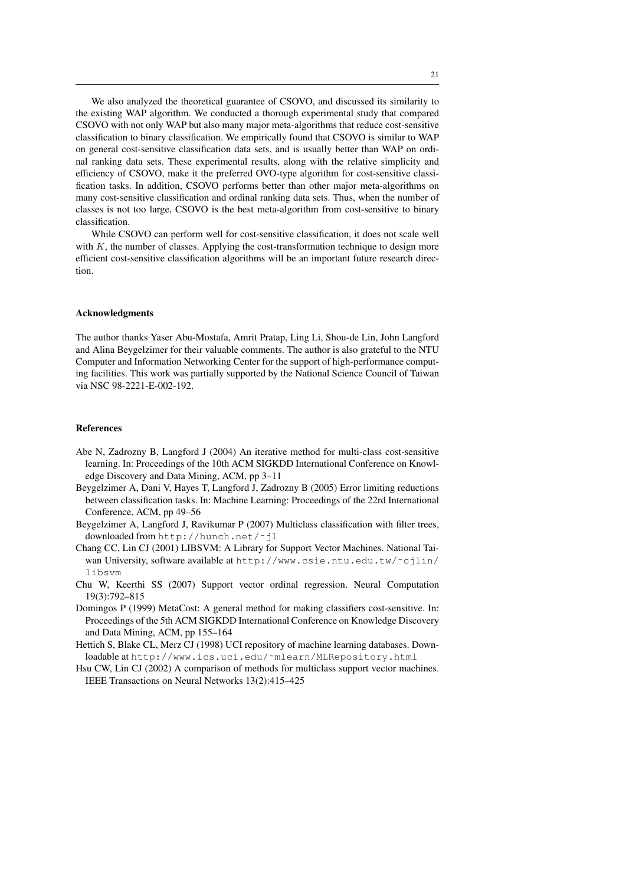We also analyzed the theoretical guarantee of CSOVO, and discussed its similarity to the existing WAP algorithm. We conducted a thorough experimental study that compared CSOVO with not only WAP but also many major meta-algorithms that reduce cost-sensitive classification to binary classification. We empirically found that CSOVO is similar to WAP on general cost-sensitive classification data sets, and is usually better than WAP on ordinal ranking data sets. These experimental results, along with the relative simplicity and efficiency of CSOVO, make it the preferred OVO-type algorithm for cost-sensitive classification tasks. In addition, CSOVO performs better than other major meta-algorithms on many cost-sensitive classification and ordinal ranking data sets. Thus, when the number of classes is not too large, CSOVO is the best meta-algorithm from cost-sensitive to binary classification.

While CSOVO can perform well for cost-sensitive classification, it does not scale well with $K$, the number of classes. Applying the cost-transformation technique to design more efficient cost-sensitive classification algorithms will be an important future research direction.

## Acknowledgments

The author thanks Yaser Abu-Mostafa, Amrit Pratap, Ling Li, Shou-de Lin, John Langford and Alina Beygelzimer for their valuable comments. The author is also grateful to the NTU Computer and Information Networking Center for the support of high-performance computing facilities. This work was partially supported by the National Science Council of Taiwan via NSC 98-2221-E-002-192.

## References

Abe N, Zadrozny B, Langford J (2004) An iterative method for multi-class cost-sensitive learning. In: Proceedings of the 10th ACM SIGKDD International Conference on Knowledge Discovery and Data Mining, ACM, pp 3–11

Beygelzimer A, Dani V, Hayes T, Langford J, Zadrozny B (2005) Error limiting reductions between classification tasks. In: Machine Learning: Proceedings of the 22rd International Conference, ACM, pp 49–56

Beygelzimer A, Langford J, Ravikumar P (2007) Multiclass classification with filter trees, downloaded from `http://hunch.net/~jl`

Chang CC, Lin CJ (2001) LIBSVM: A Library for Support Vector Machines. National Taiwan University, software available at `http://www.csie.ntu.edu.tw/~cjlin/libsvm`

Chu W, Keerthi SS (2007) Support vector ordinal regression. Neural Computation 19(3):792–815

Domingos P (1999) MetaCost: A general method for making classifiers cost-sensitive. In: Proceedings of the 5th ACM SIGKDD International Conference on Knowledge Discovery and Data Mining, ACM, pp 155–164

Hettich S, Blake CL, Merz CJ (1998) UCI repository of machine learning databases. Downloadable at `http://www.ics.uci.edu/~mlearn/MLRepository.html`

Hsu CW, Lin CJ (2002) A comparison of methods for multiclass support vector machines. IEEE Transactions on Neural Networks 13(2):415–425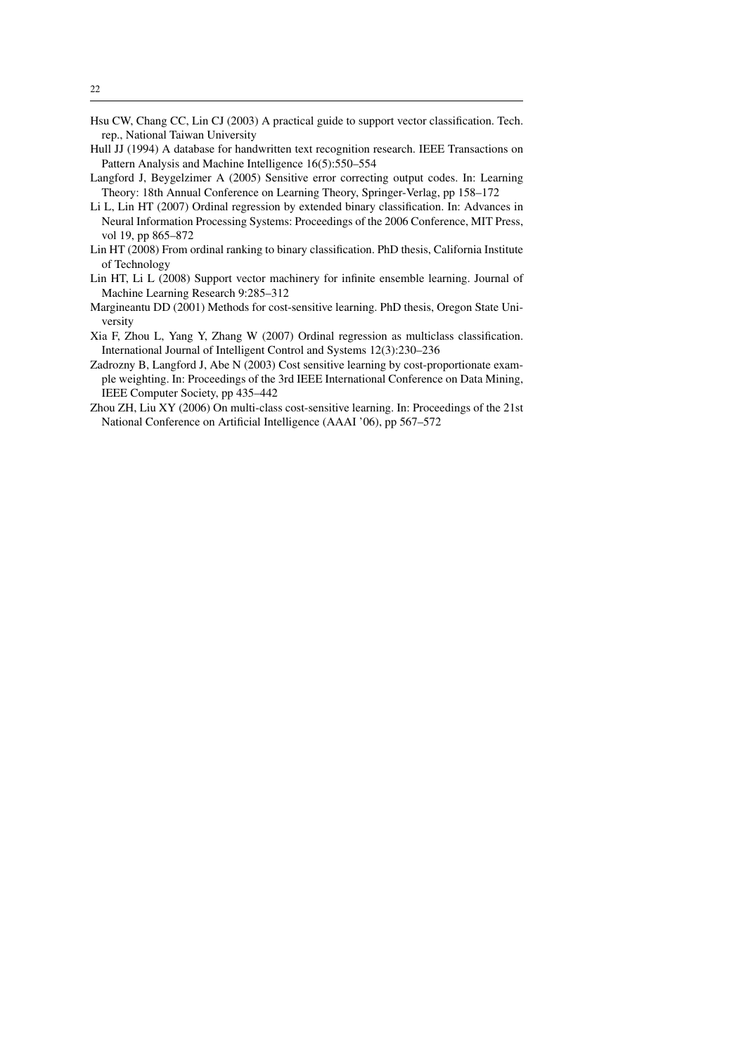Hsu CW, Chang CC, Lin CJ (2003) A practical guide to support vector classification. Tech. rep., National Taiwan University

Hull JJ (1994) A database for handwritten text recognition research. IEEE Transactions on Pattern Analysis and Machine Intelligence 16(5):550–554

Langford J, Beygelzimer A (2005) Sensitive error correcting output codes. In: Learning Theory: 18th Annual Conference on Learning Theory, Springer-Verlag, pp 158–172

Li L, Lin HT (2007) Ordinal regression by extended binary classification. In: Advances in Neural Information Processing Systems: Proceedings of the 2006 Conference, MIT Press, vol 19, pp 865–872

Lin HT (2008) From ordinal ranking to binary classification. PhD thesis, California Institute of Technology

Lin HT, Li L (2008) Support vector machinery for infinite ensemble learning. Journal of Machine Learning Research 9:285–312

Margineantu DD (2001) Methods for cost-sensitive learning. PhD thesis, Oregon State University

Xia F, Zhou L, Yang Y, Zhang W (2007) Ordinal regression as multiclass classification. International Journal of Intelligent Control and Systems 12(3):230–236

Zadrozny B, Langford J, Abe N (2003) Cost sensitive learning by cost-proportionate example weighting. In: Proceedings of the 3rd IEEE International Conference on Data Mining, IEEE Computer Society, pp 435–442

Zhou ZH, Liu XY (2006) On multi-class cost-sensitive learning. In: Proceedings of the 21st National Conference on Artificial Intelligence (AAAI '06), pp 567–572